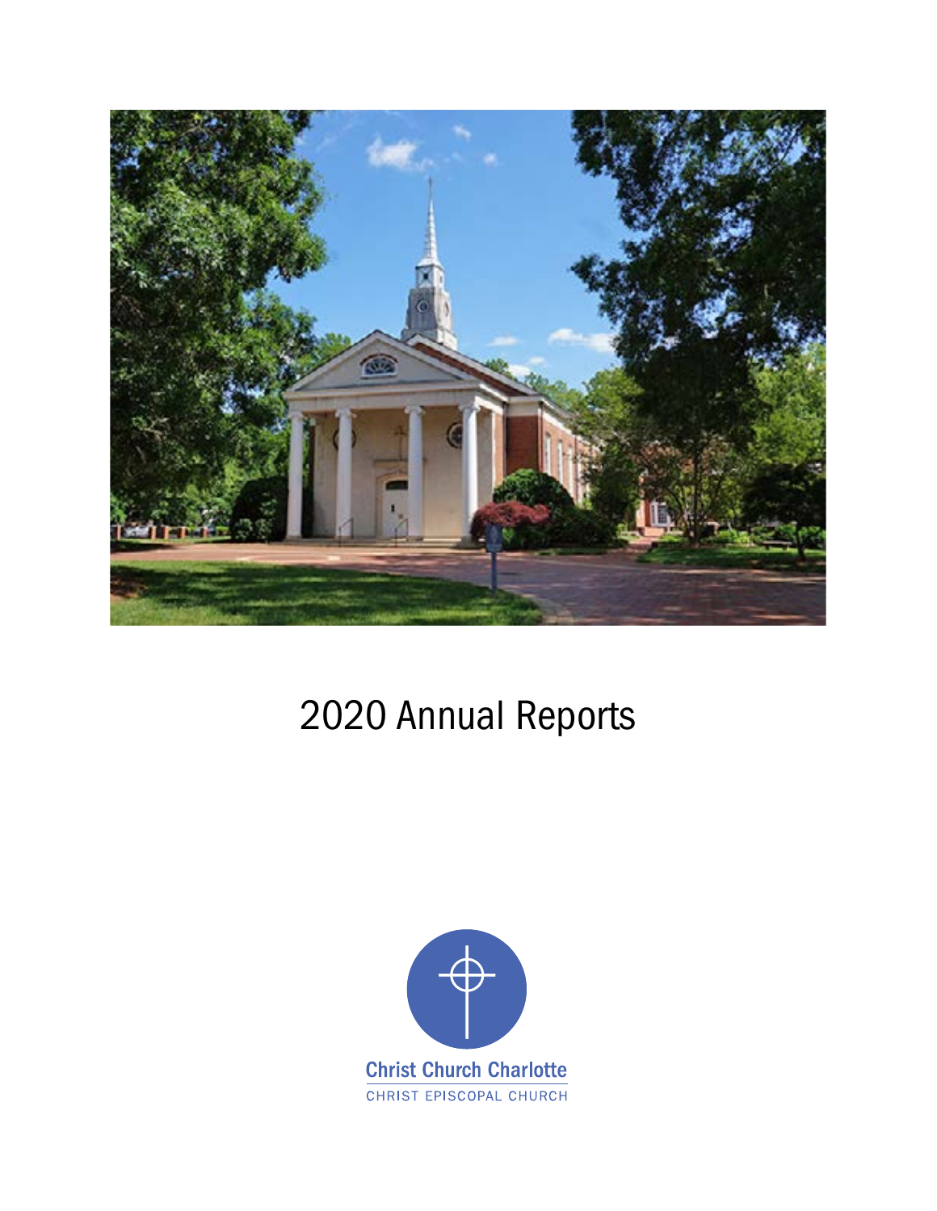# 2020 Annual Reports

Christ Church Charlotte

CHRIST EPISCOPAL CHURCH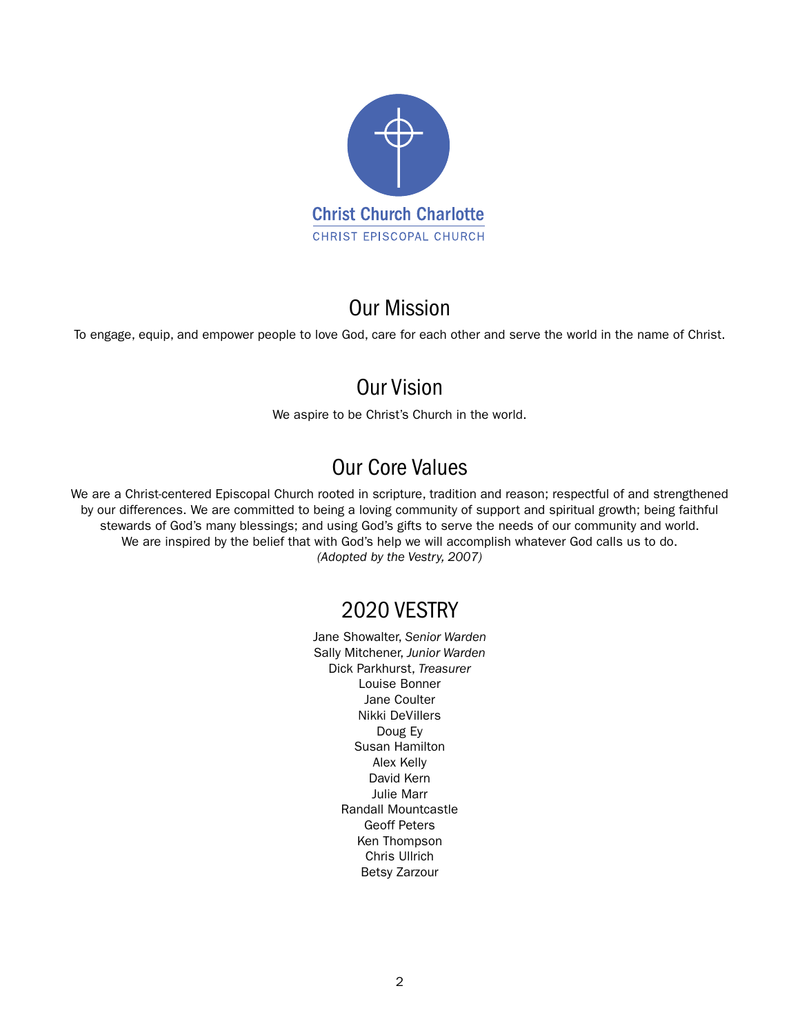Christ Church Charlotte

CHRIST EPISCOPAL CHURCH

## Our Mission

To engage, equip, and empower people to love God, care for each other and serve the world in the name of Christ.

## Our Vision

We aspire to be Christ's Church in the world.

## Our Core Values

We are a Christ-centered Episcopal Church rooted in scripture, tradition and reason; respectful of and strengthened by our differences. We are committed to being a loving community of support and spiritual growth; being faithful stewards of God's many blessings; and using God's gifts to serve the needs of our community and world. We are inspired by the belief that with God's help we will accomplish whatever God calls us to do.
*(Adopted by the Vestry, 2007)*

## 2020 VESTRY

Jane Showalter, *Senior Warden*
Sally Mitchener, *Junior Warden*
Dick Parkhurst, *Treasurer*
Louise Bonner
Jane Coulter
Nikki DeVillers
Doug Ey
Susan Hamilton
Alex Kelly
David Kern
Julie Marr
Randall Mountcastle
Geoff Peters
Ken Thompson
Chris Ullrich
Betsy Zarzour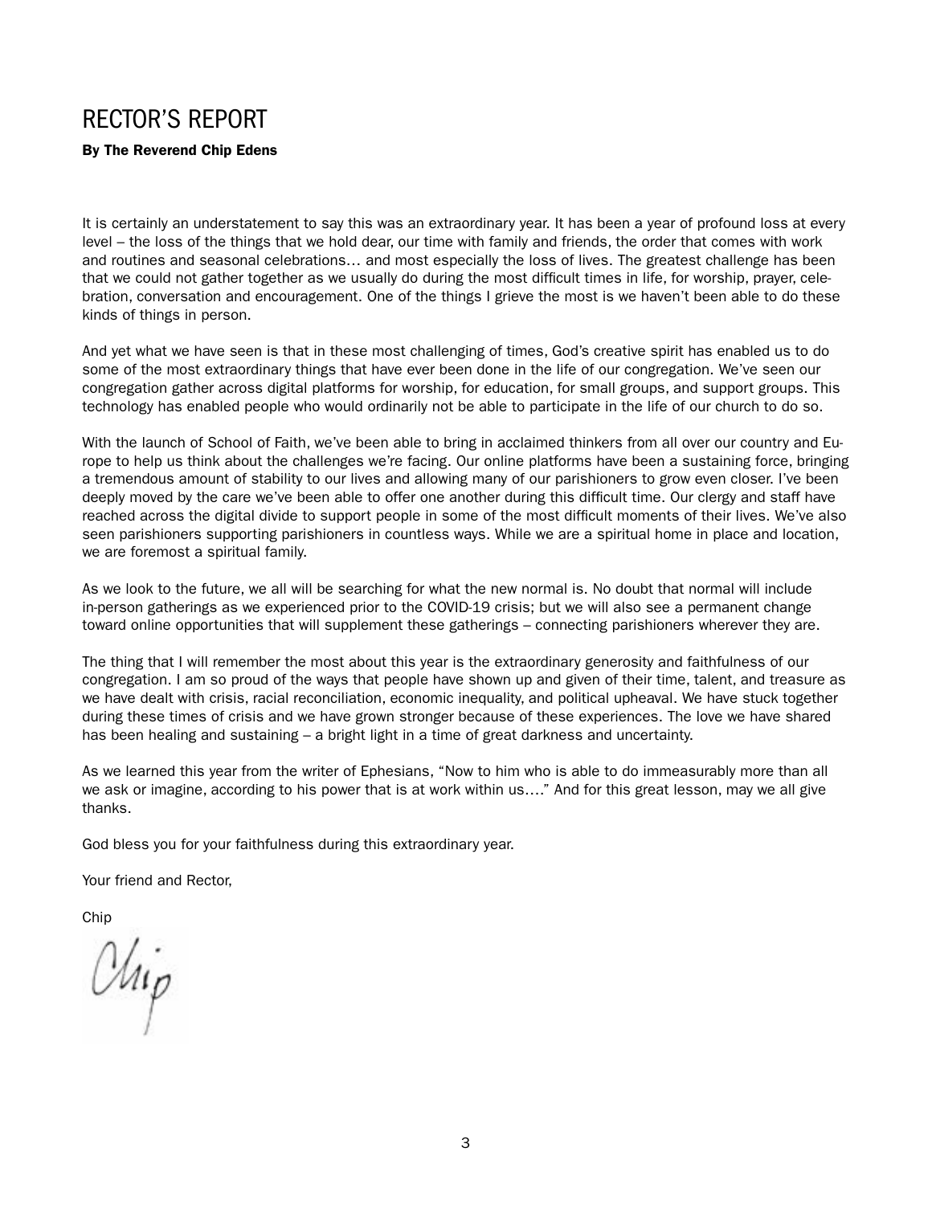# RECTOR'S REPORT

**By The Reverend Chip Edens**

It is certainly an understatement to say this was an extraordinary year. It has been a year of profound loss at every level – the loss of the things that we hold dear, our time with family and friends, the order that comes with work and routines and seasonal celebrations… and most especially the loss of lives. The greatest challenge has been that we could not gather together as we usually do during the most difficult times in life, for worship, prayer, celebration, conversation and encouragement. One of the things I grieve the most is we haven't been able to do these kinds of things in person.

And yet what we have seen is that in these most challenging of times, God's creative spirit has enabled us to do some of the most extraordinary things that have ever been done in the life of our congregation. We've seen our congregation gather across digital platforms for worship, for education, for small groups, and support groups. This technology has enabled people who would ordinarily not be able to participate in the life of our church to do so.

With the launch of School of Faith, we've been able to bring in acclaimed thinkers from all over our country and Europe to help us think about the challenges we're facing. Our online platforms have been a sustaining force, bringing a tremendous amount of stability to our lives and allowing many of our parishioners to grow even closer. I've been deeply moved by the care we've been able to offer one another during this difficult time. Our clergy and staff have reached across the digital divide to support people in some of the most difficult moments of their lives. We've also seen parishioners supporting parishioners in countless ways. While we are a spiritual home in place and location, we are foremost a spiritual family.

As we look to the future, we all will be searching for what the new normal is. No doubt that normal will include in-person gatherings as we experienced prior to the COVID-19 crisis; but we will also see a permanent change toward online opportunities that will supplement these gatherings – connecting parishioners wherever they are.

The thing that I will remember the most about this year is the extraordinary generosity and faithfulness of our congregation. I am so proud of the ways that people have shown up and given of their time, talent, and treasure as we have dealt with crisis, racial reconciliation, economic inequality, and political upheaval. We have stuck together during these times of crisis and we have grown stronger because of these experiences. The love we have shared has been healing and sustaining – a bright light in a time of great darkness and uncertainty.

As we learned this year from the writer of Ephesians, "Now to him who is able to do immeasurably more than all we ask or imagine, according to his power that is at work within us…." And for this great lesson, may we all give thanks.

God bless you for your faithfulness during this extraordinary year.

Your friend and Rector,

Chip

Chip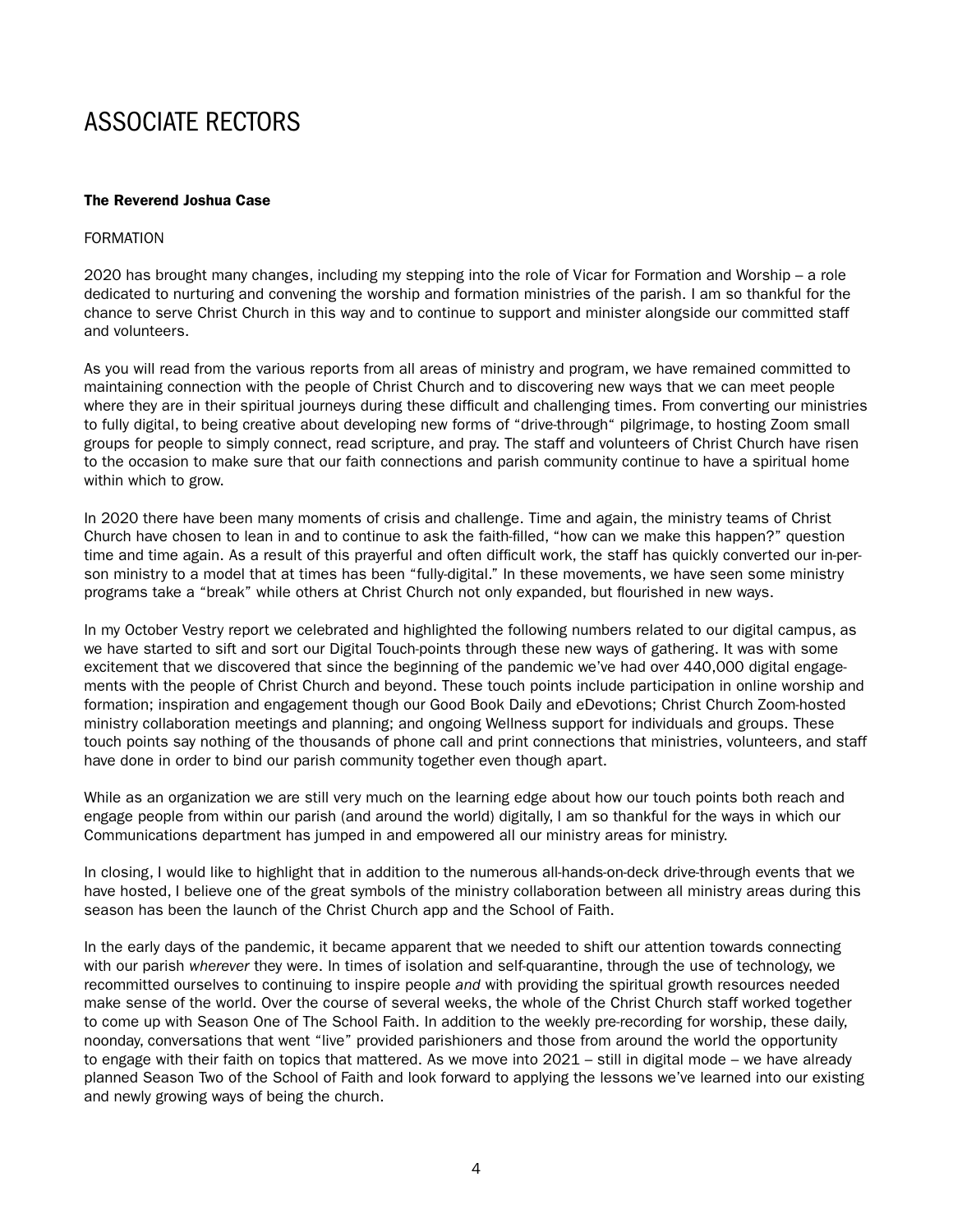# ASSOCIATE RECTORS

**The Reverend Joshua Case**

FORMATION

2020 has brought many changes, including my stepping into the role of Vicar for Formation and Worship – a role dedicated to nurturing and convening the worship and formation ministries of the parish. I am so thankful for the chance to serve Christ Church in this way and to continue to support and minister alongside our committed staff and volunteers.

As you will read from the various reports from all areas of ministry and program, we have remained committed to maintaining connection with the people of Christ Church and to discovering new ways that we can meet people where they are in their spiritual journeys during these difficult and challenging times. From converting our ministries to fully digital, to being creative about developing new forms of "drive-through" pilgrimage, to hosting Zoom small groups for people to simply connect, read scripture, and pray. The staff and volunteers of Christ Church have risen to the occasion to make sure that our faith connections and parish community continue to have a spiritual home within which to grow.

In 2020 there have been many moments of crisis and challenge. Time and again, the ministry teams of Christ Church have chosen to lean in and to continue to ask the faith-filled, "how can we make this happen?" question time and time again. As a result of this prayerful and often difficult work, the staff has quickly converted our in-person ministry to a model that at times has been "fully-digital." In these movements, we have seen some ministry programs take a "break" while others at Christ Church not only expanded, but flourished in new ways.

In my October Vestry report we celebrated and highlighted the following numbers related to our digital campus, as we have started to sift and sort our Digital Touch-points through these new ways of gathering. It was with some excitement that we discovered that since the beginning of the pandemic we've had over 440,000 digital engagements with the people of Christ Church and beyond. These touch points include participation in online worship and formation; inspiration and engagement though our Good Book Daily and eDevotions; Christ Church Zoom-hosted ministry collaboration meetings and planning; and ongoing Wellness support for individuals and groups. These touch points say nothing of the thousands of phone call and print connections that ministries, volunteers, and staff have done in order to bind our parish community together even though apart.

While as an organization we are still very much on the learning edge about how our touch points both reach and engage people from within our parish (and around the world) digitally, I am so thankful for the ways in which our Communications department has jumped in and empowered all our ministry areas for ministry.

In closing, I would like to highlight that in addition to the numerous all-hands-on-deck drive-through events that we have hosted, I believe one of the great symbols of the ministry collaboration between all ministry areas during this season has been the launch of the Christ Church app and the School of Faith.

In the early days of the pandemic, it became apparent that we needed to shift our attention towards connecting with our parish *wherever* they were. In times of isolation and self-quarantine, through the use of technology, we recommitted ourselves to continuing to inspire people *and* with providing the spiritual growth resources needed make sense of the world. Over the course of several weeks, the whole of the Christ Church staff worked together to come up with Season One of The School Faith. In addition to the weekly pre-recording for worship, these daily, noonday, conversations that went "live" provided parishioners and those from around the world the opportunity to engage with their faith on topics that mattered. As we move into 2021 – still in digital mode – we have already planned Season Two of the School of Faith and look forward to applying the lessons we've learned into our existing and newly growing ways of being the church.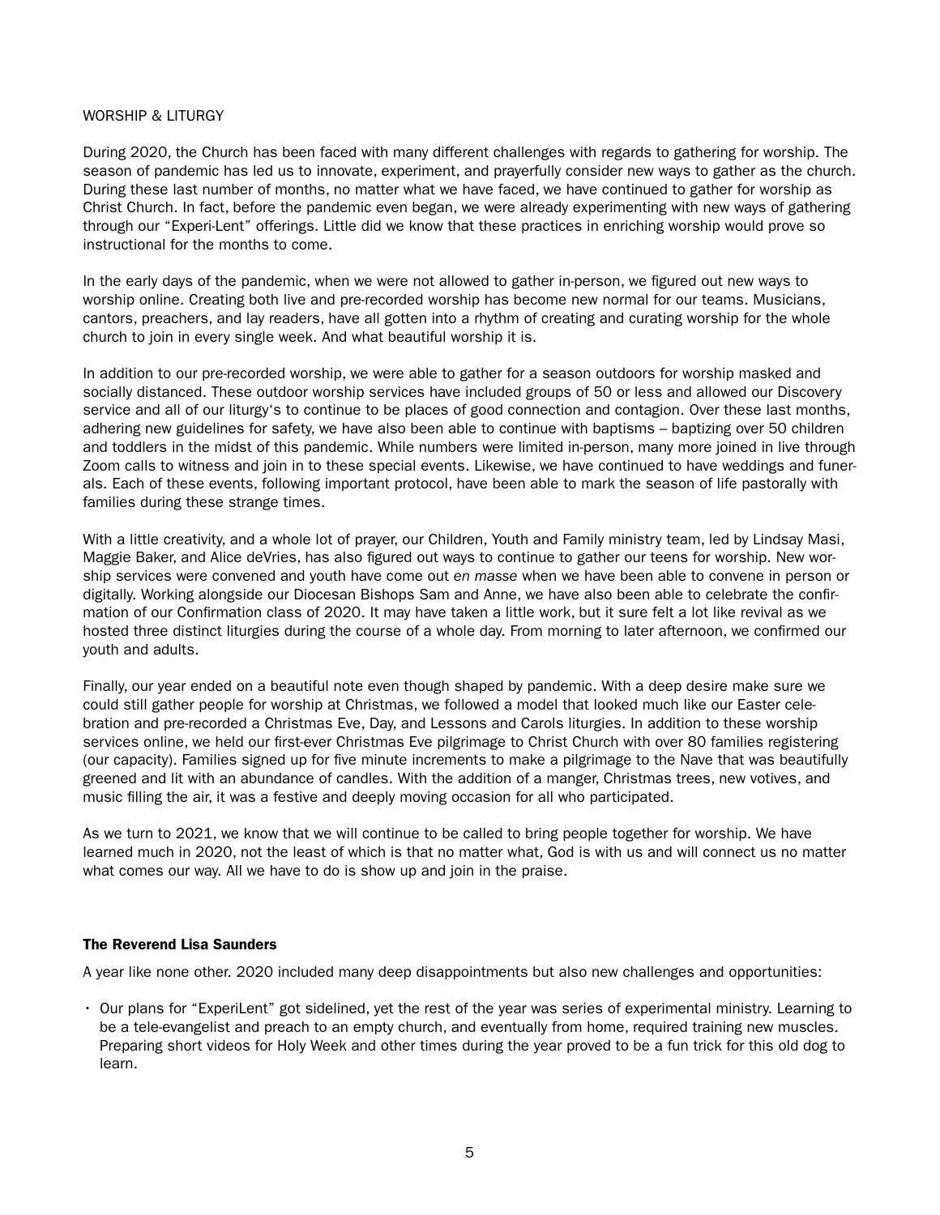## WORSHIP & LITURGY

During 2020, the Church has been faced with many different challenges with regards to gathering for worship. The season of pandemic has led us to innovate, experiment, and prayerfully consider new ways to gather as the church. During these last number of months, no matter what we have faced, we have continued to gather for worship as Christ Church. In fact, before the pandemic even began, we were already experimenting with new ways of gathering through our "Experi-Lent" offerings. Little did we know that these practices in enriching worship would prove so instructional for the months to come.

In the early days of the pandemic, when we were not allowed to gather in-person, we figured out new ways to worship online. Creating both live and pre-recorded worship has become new normal for our teams. Musicians, cantors, preachers, and lay readers, have all gotten into a rhythm of creating and curating worship for the whole church to join in every single week. And what beautiful worship it is.

In addition to our pre-recorded worship, we were able to gather for a season outdoors for worship masked and socially distanced. These outdoor worship services have included groups of 50 or less and allowed our Discovery service and all of our liturgy's to continue to be places of good connection and contagion. Over these last months, adhering new guidelines for safety, we have also been able to continue with baptisms – baptizing over 50 children and toddlers in the midst of this pandemic. While numbers were limited in-person, many more joined in live through Zoom calls to witness and join in to these special events. Likewise, we have continued to have weddings and funerals. Each of these events, following important protocol, have been able to mark the season of life pastorally with families during these strange times.

With a little creativity, and a whole lot of prayer, our Children, Youth and Family ministry team, led by Lindsay Masi, Maggie Baker, and Alice deVries, has also figured out ways to continue to gather our teens for worship. New worship services were convened and youth have come out *en masse* when we have been able to convene in person or digitally. Working alongside our Diocesan Bishops Sam and Anne, we have also been able to celebrate the confirmation of our Confirmation class of 2020. It may have taken a little work, but it sure felt a lot like revival as we hosted three distinct liturgies during the course of a whole day. From morning to later afternoon, we confirmed our youth and adults.

Finally, our year ended on a beautiful note even though shaped by pandemic. With a deep desire make sure we could still gather people for worship at Christmas, we followed a model that looked much like our Easter celebration and pre-recorded a Christmas Eve, Day, and Lessons and Carols liturgies. In addition to these worship services online, we held our first-ever Christmas Eve pilgrimage to Christ Church with over 80 families registering (our capacity). Families signed up for five minute increments to make a pilgrimage to the Nave that was beautifully greened and lit with an abundance of candles. With the addition of a manger, Christmas trees, new votives, and music filling the air, it was a festive and deeply moving occasion for all who participated.

As we turn to 2021, we know that we will continue to be called to bring people together for worship. We have learned much in 2020, not the least of which is that no matter what, God is with us and will connect us no matter what comes our way. All we have to do is show up and join in the praise.

### The Reverend Lisa Saunders

A year like none other. 2020 included many deep disappointments but also new challenges and opportunities:

- Our plans for "ExperiLent" got sidelined, yet the rest of the year was series of experimental ministry. Learning to be a tele-evangelist and preach to an empty church, and eventually from home, required training new muscles. Preparing short videos for Holy Week and other times during the year proved to be a fun trick for this old dog to learn.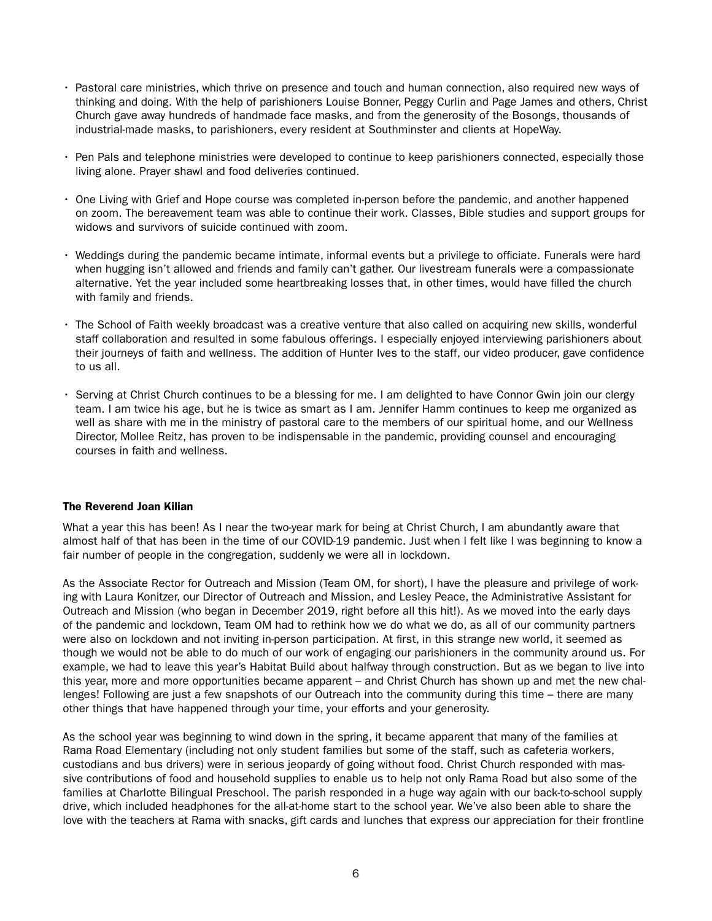- Pastoral care ministries, which thrive on presence and touch and human connection, also required new ways of thinking and doing. With the help of parishioners Louise Bonner, Peggy Curlin and Page James and others, Christ Church gave away hundreds of handmade face masks, and from the generosity of the Bosongs, thousands of industrial-made masks, to parishioners, every resident at Southminster and clients at HopeWay.
- Pen Pals and telephone ministries were developed to continue to keep parishioners connected, especially those living alone. Prayer shawl and food deliveries continued.
- One Living with Grief and Hope course was completed in-person before the pandemic, and another happened on zoom. The bereavement team was able to continue their work. Classes, Bible studies and support groups for widows and survivors of suicide continued with zoom.
- Weddings during the pandemic became intimate, informal events but a privilege to officiate. Funerals were hard when hugging isn't allowed and friends and family can't gather. Our livestream funerals were a compassionate alternative. Yet the year included some heartbreaking losses that, in other times, would have filled the church with family and friends.
- The School of Faith weekly broadcast was a creative venture that also called on acquiring new skills, wonderful staff collaboration and resulted in some fabulous offerings. I especially enjoyed interviewing parishioners about their journeys of faith and wellness. The addition of Hunter Ives to the staff, our video producer, gave confidence to us all.
- Serving at Christ Church continues to be a blessing for me. I am delighted to have Connor Gwin join our clergy team. I am twice his age, but he is twice as smart as I am. Jennifer Hamm continues to keep me organized as well as share with me in the ministry of pastoral care to the members of our spiritual home, and our Wellness Director, Mollee Reitz, has proven to be indispensable in the pandemic, providing counsel and encouraging courses in faith and wellness.

**The Reverend Joan Kilian**

What a year this has been! As I near the two-year mark for being at Christ Church, I am abundantly aware that almost half of that has been in the time of our COVID-19 pandemic. Just when I felt like I was beginning to know a fair number of people in the congregation, suddenly we were all in lockdown.

As the Associate Rector for Outreach and Mission (Team OM, for short), I have the pleasure and privilege of working with Laura Konitzer, our Director of Outreach and Mission, and Lesley Peace, the Administrative Assistant for Outreach and Mission (who began in December 2019, right before all this hit!). As we moved into the early days of the pandemic and lockdown, Team OM had to rethink how we do what we do, as all of our community partners were also on lockdown and not inviting in-person participation. At first, in this strange new world, it seemed as though we would not be able to do much of our work of engaging our parishioners in the community around us. For example, we had to leave this year's Habitat Build about halfway through construction. But as we began to live into this year, more and more opportunities became apparent – and Christ Church has shown up and met the new challenges! Following are just a few snapshots of our Outreach into the community during this time – there are many other things that have happened through your time, your efforts and your generosity.

As the school year was beginning to wind down in the spring, it became apparent that many of the families at Rama Road Elementary (including not only student families but some of the staff, such as cafeteria workers, custodians and bus drivers) were in serious jeopardy of going without food. Christ Church responded with massive contributions of food and household supplies to enable us to help not only Rama Road but also some of the families at Charlotte Bilingual Preschool. The parish responded in a huge way again with our back-to-school supply drive, which included headphones for the all-at-home start to the school year. We've also been able to share the love with the teachers at Rama with snacks, gift cards and lunches that express our appreciation for their frontline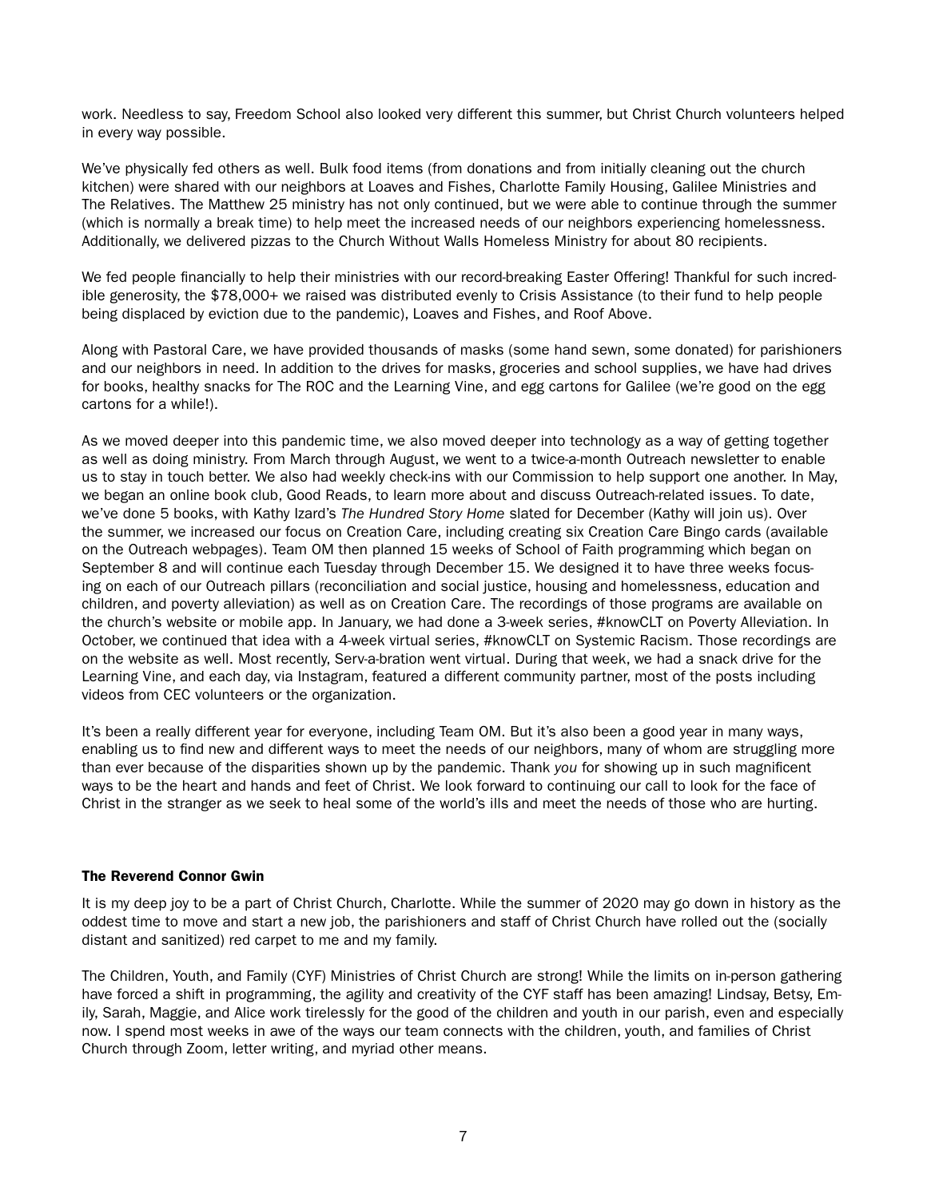work. Needless to say, Freedom School also looked very different this summer, but Christ Church volunteers helped in every way possible.

We've physically fed others as well. Bulk food items (from donations and from initially cleaning out the church kitchen) were shared with our neighbors at Loaves and Fishes, Charlotte Family Housing, Galilee Ministries and The Relatives. The Matthew 25 ministry has not only continued, but we were able to continue through the summer (which is normally a break time) to help meet the increased needs of our neighbors experiencing homelessness. Additionally, we delivered pizzas to the Church Without Walls Homeless Ministry for about 80 recipients.

We fed people financially to help their ministries with our record-breaking Easter Offering! Thankful for such incredible generosity, the $78,000+ we raised was distributed evenly to Crisis Assistance (to their fund to help people being displaced by eviction due to the pandemic), Loaves and Fishes, and Roof Above.

Along with Pastoral Care, we have provided thousands of masks (some hand sewn, some donated) for parishioners and our neighbors in need. In addition to the drives for masks, groceries and school supplies, we have had drives for books, healthy snacks for The ROC and the Learning Vine, and egg cartons for Galilee (we're good on the egg cartons for a while!).

As we moved deeper into this pandemic time, we also moved deeper into technology as a way of getting together as well as doing ministry. From March through August, we went to a twice-a-month Outreach newsletter to enable us to stay in touch better. We also had weekly check-ins with our Commission to help support one another. In May, we began an online book club, Good Reads, to learn more about and discuss Outreach-related issues. To date, we've done 5 books, with Kathy Izard's *The Hundred Story Home* slated for December (Kathy will join us). Over the summer, we increased our focus on Creation Care, including creating six Creation Care Bingo cards (available on the Outreach webpages). Team OM then planned 15 weeks of School of Faith programming which began on September 8 and will continue each Tuesday through December 15. We designed it to have three weeks focusing on each of our Outreach pillars (reconciliation and social justice, housing and homelessness, education and children, and poverty alleviation) as well as on Creation Care. The recordings of those programs are available on the church's website or mobile app. In January, we had done a 3-week series, #knowCLT on Poverty Alleviation. In October, we continued that idea with a 4-week virtual series, #knowCLT on Systemic Racism. Those recordings are on the website as well. Most recently, Serv-a-bration went virtual. During that week, we had a snack drive for the Learning Vine, and each day, via Instagram, featured a different community partner, most of the posts including videos from CEC volunteers or the organization.

It's been a really different year for everyone, including Team OM. But it's also been a good year in many ways, enabling us to find new and different ways to meet the needs of our neighbors, many of whom are struggling more than ever because of the disparities shown up by the pandemic. Thank *you* for showing up in such magnificent ways to be the heart and hands and feet of Christ. We look forward to continuing our call to look for the face of Christ in the stranger as we seek to heal some of the world's ills and meet the needs of those who are hurting.

### The Reverend Connor Gwin

It is my deep joy to be a part of Christ Church, Charlotte. While the summer of 2020 may go down in history as the oddest time to move and start a new job, the parishioners and staff of Christ Church have rolled out the (socially distant and sanitized) red carpet to me and my family.

The Children, Youth, and Family (CYF) Ministries of Christ Church are strong! While the limits on in-person gathering have forced a shift in programming, the agility and creativity of the CYF staff has been amazing! Lindsay, Betsy, Emily, Sarah, Maggie, and Alice work tirelessly for the good of the children and youth in our parish, even and especially now. I spend most weeks in awe of the ways our team connects with the children, youth, and families of Christ Church through Zoom, letter writing, and myriad other means.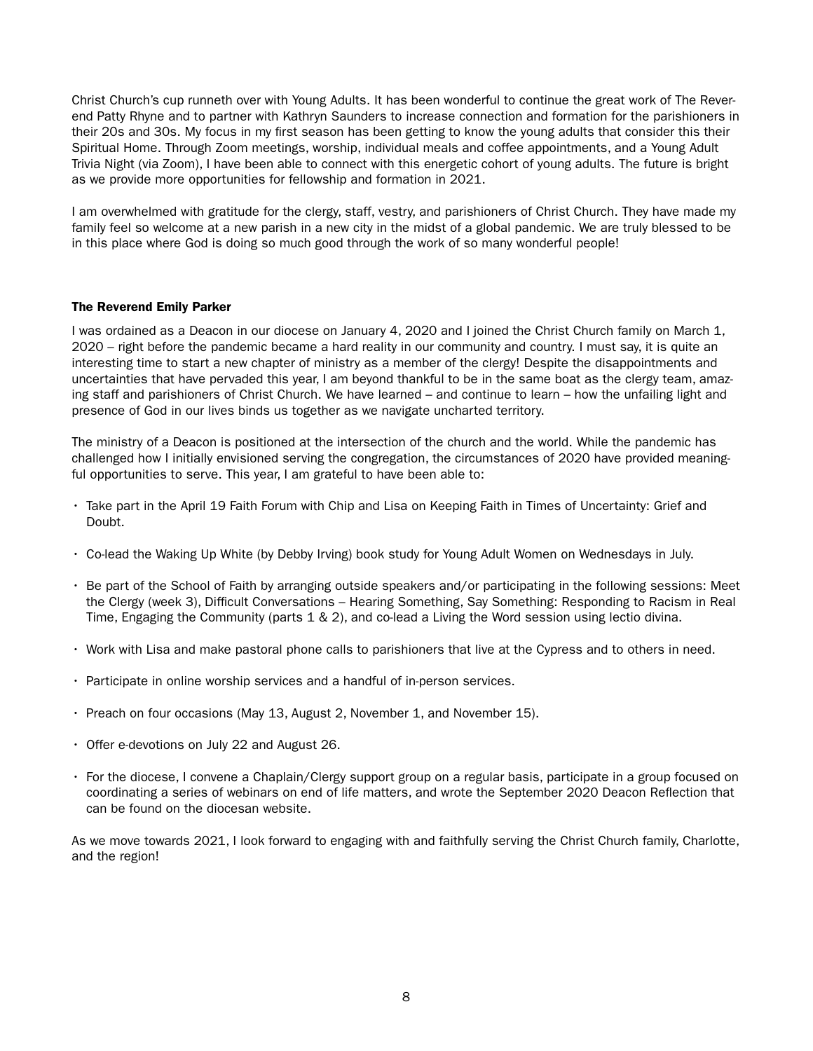Christ Church's cup runneth over with Young Adults. It has been wonderful to continue the great work of The Reverend Patty Rhyne and to partner with Kathryn Saunders to increase connection and formation for the parishioners in their 20s and 30s. My focus in my first season has been getting to know the young adults that consider this their Spiritual Home. Through Zoom meetings, worship, individual meals and coffee appointments, and a Young Adult Trivia Night (via Zoom), I have been able to connect with this energetic cohort of young adults. The future is bright as we provide more opportunities for fellowship and formation in 2021.

I am overwhelmed with gratitude for the clergy, staff, vestry, and parishioners of Christ Church. They have made my family feel so welcome at a new parish in a new city in the midst of a global pandemic. We are truly blessed to be in this place where God is doing so much good through the work of so many wonderful people!

**The Reverend Emily Parker**

I was ordained as a Deacon in our diocese on January 4, 2020 and I joined the Christ Church family on March 1, 2020 – right before the pandemic became a hard reality in our community and country. I must say, it is quite an interesting time to start a new chapter of ministry as a member of the clergy! Despite the disappointments and uncertainties that have pervaded this year, I am beyond thankful to be in the same boat as the clergy team, amazing staff and parishioners of Christ Church. We have learned – and continue to learn – how the unfailing light and presence of God in our lives binds us together as we navigate uncharted territory.

The ministry of a Deacon is positioned at the intersection of the church and the world. While the pandemic has challenged how I initially envisioned serving the congregation, the circumstances of 2020 have provided meaningful opportunities to serve. This year, I am grateful to have been able to:

- Take part in the April 19 Faith Forum with Chip and Lisa on Keeping Faith in Times of Uncertainty: Grief and Doubt.
- Co-lead the Waking Up White (by Debby Irving) book study for Young Adult Women on Wednesdays in July.
- Be part of the School of Faith by arranging outside speakers and/or participating in the following sessions: Meet the Clergy (week 3), Difficult Conversations – Hearing Something, Say Something: Responding to Racism in Real Time, Engaging the Community (parts 1 & 2), and co-lead a Living the Word session using lectio divina.
- Work with Lisa and make pastoral phone calls to parishioners that live at the Cypress and to others in need.
- Participate in online worship services and a handful of in-person services.
- Preach on four occasions (May 13, August 2, November 1, and November 15).
- Offer e-devotions on July 22 and August 26.
- For the diocese, I convene a Chaplain/Clergy support group on a regular basis, participate in a group focused on coordinating a series of webinars on end of life matters, and wrote the September 2020 Deacon Reflection that can be found on the diocesan website.

As we move towards 2021, I look forward to engaging with and faithfully serving the Christ Church family, Charlotte, and the region!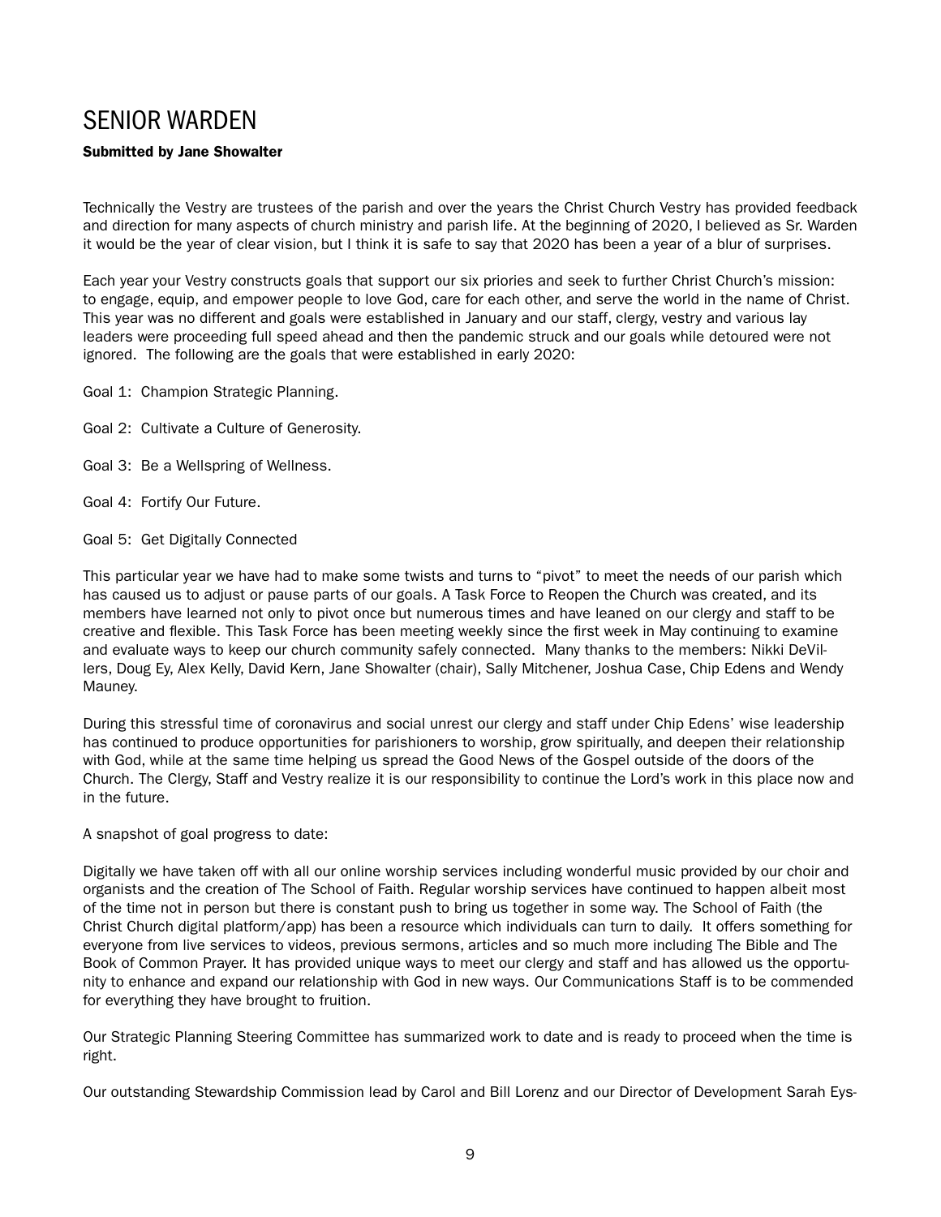# SENIOR WARDEN

**Submitted by Jane Showalter**

Technically the Vestry are trustees of the parish and over the years the Christ Church Vestry has provided feedback and direction for many aspects of church ministry and parish life. At the beginning of 2020, I believed as Sr. Warden it would be the year of clear vision, but I think it is safe to say that 2020 has been a year of a blur of surprises.

Each year your Vestry constructs goals that support our six priories and seek to further Christ Church's mission: to engage, equip, and empower people to love God, care for each other, and serve the world in the name of Christ. This year was no different and goals were established in January and our staff, clergy, vestry and various lay leaders were proceeding full speed ahead and then the pandemic struck and our goals while detoured were not ignored. The following are the goals that were established in early 2020:

Goal 1: Champion Strategic Planning.

Goal 2: Cultivate a Culture of Generosity.

Goal 3: Be a Wellspring of Wellness.

Goal 4: Fortify Our Future.

Goal 5: Get Digitally Connected

This particular year we have had to make some twists and turns to "pivot" to meet the needs of our parish which has caused us to adjust or pause parts of our goals. A Task Force to Reopen the Church was created, and its members have learned not only to pivot once but numerous times and have leaned on our clergy and staff to be creative and flexible. This Task Force has been meeting weekly since the first week in May continuing to examine and evaluate ways to keep our church community safely connected. Many thanks to the members: Nikki DeVillers, Doug Ey, Alex Kelly, David Kern, Jane Showalter (chair), Sally Mitchener, Joshua Case, Chip Edens and Wendy Mauney.

During this stressful time of coronavirus and social unrest our clergy and staff under Chip Edens' wise leadership has continued to produce opportunities for parishioners to worship, grow spiritually, and deepen their relationship with God, while at the same time helping us spread the Good News of the Gospel outside of the doors of the Church. The Clergy, Staff and Vestry realize it is our responsibility to continue the Lord's work in this place now and in the future.

A snapshot of goal progress to date:

Digitally we have taken off with all our online worship services including wonderful music provided by our choir and organists and the creation of The School of Faith. Regular worship services have continued to happen albeit most of the time not in person but there is constant push to bring us together in some way. The School of Faith (the Christ Church digital platform/app) has been a resource which individuals can turn to daily. It offers something for everyone from live services to videos, previous sermons, articles and so much more including The Bible and The Book of Common Prayer. It has provided unique ways to meet our clergy and staff and has allowed us the opportunity to enhance and expand our relationship with God in new ways. Our Communications Staff is to be commended for everything they have brought to fruition.

Our Strategic Planning Steering Committee has summarized work to date and is ready to proceed when the time is right.

Our outstanding Stewardship Commission lead by Carol and Bill Lorenz and our Director of Development Sarah Eys-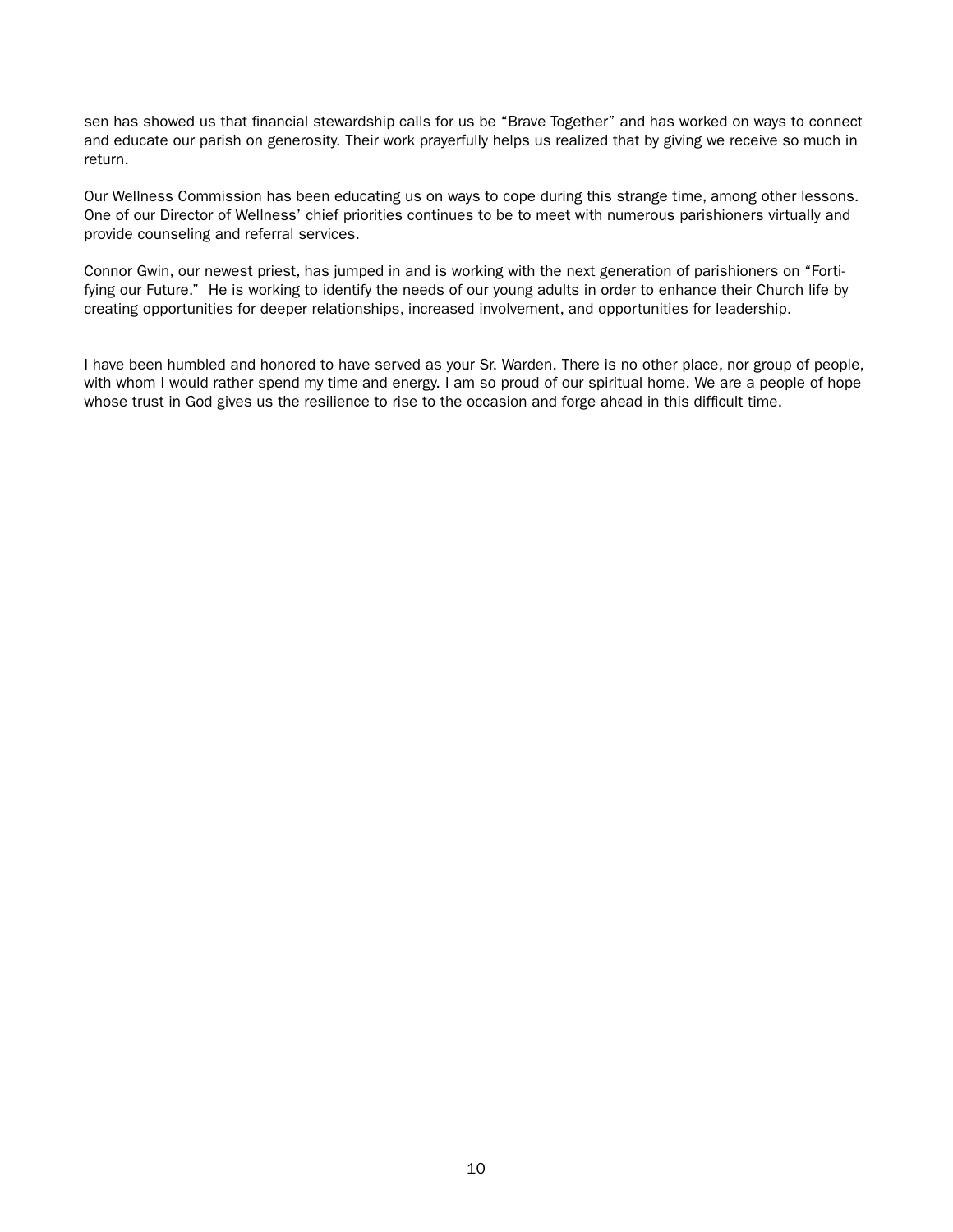sen has showed us that financial stewardship calls for us be "Brave Together" and has worked on ways to connect and educate our parish on generosity. Their work prayerfully helps us realized that by giving we receive so much in return.

Our Wellness Commission has been educating us on ways to cope during this strange time, among other lessons. One of our Director of Wellness' chief priorities continues to be to meet with numerous parishioners virtually and provide counseling and referral services.

Connor Gwin, our newest priest, has jumped in and is working with the next generation of parishioners on "Fortifying our Future." He is working to identify the needs of our young adults in order to enhance their Church life by creating opportunities for deeper relationships, increased involvement, and opportunities for leadership.

I have been humbled and honored to have served as your Sr. Warden. There is no other place, nor group of people, with whom I would rather spend my time and energy. I am so proud of our spiritual home. We are a people of hope whose trust in God gives us the resilience to rise to the occasion and forge ahead in this difficult time.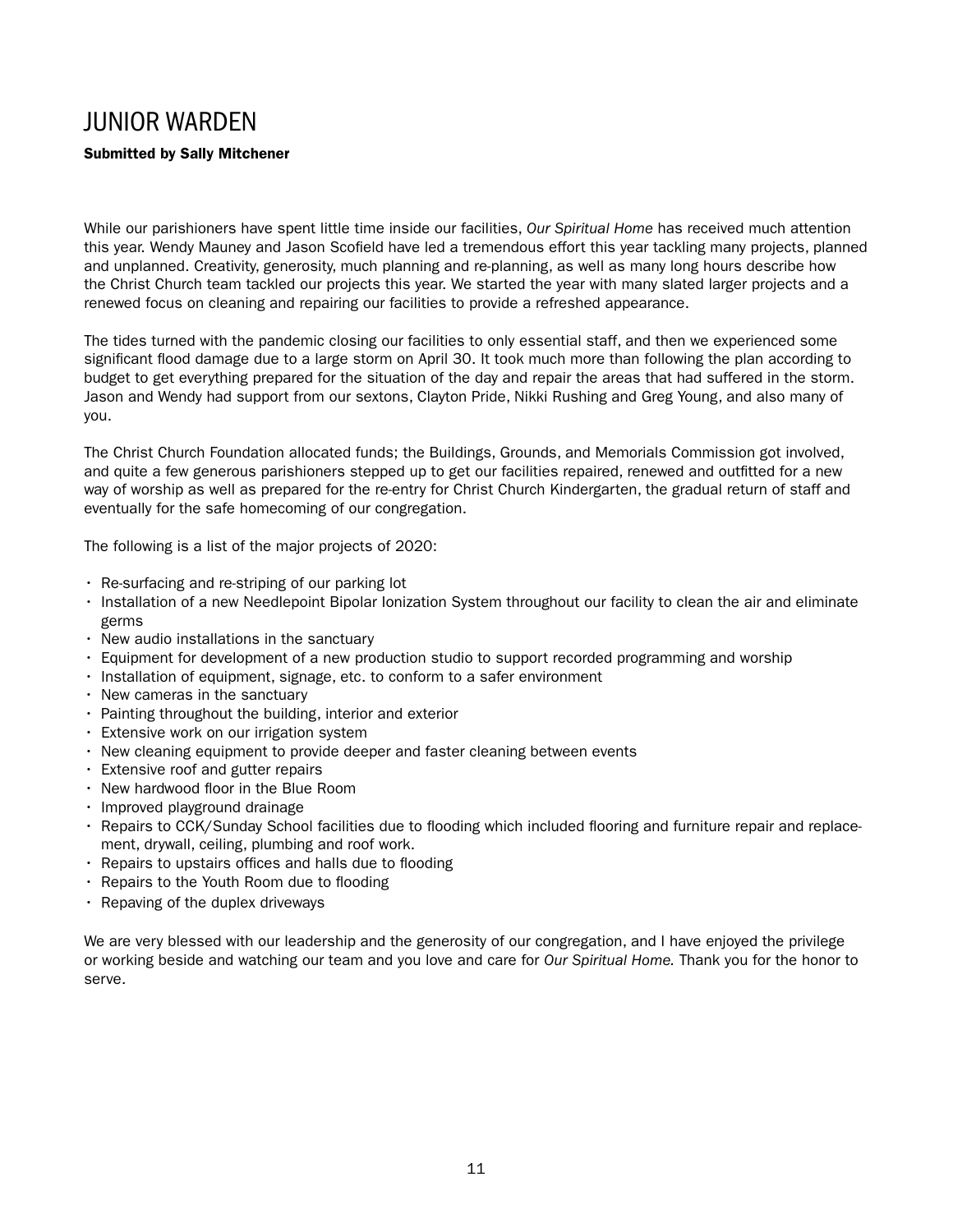# JUNIOR WARDEN

**Submitted by Sally Mitchener**

While our parishioners have spent little time inside our facilities, *Our Spiritual Home* has received much attention this year. Wendy Mauney and Jason Scofield have led a tremendous effort this year tackling many projects, planned and unplanned. Creativity, generosity, much planning and re-planning, as well as many long hours describe how the Christ Church team tackled our projects this year. We started the year with many slated larger projects and a renewed focus on cleaning and repairing our facilities to provide a refreshed appearance.

The tides turned with the pandemic closing our facilities to only essential staff, and then we experienced some significant flood damage due to a large storm on April 30. It took much more than following the plan according to budget to get everything prepared for the situation of the day and repair the areas that had suffered in the storm. Jason and Wendy had support from our sextons, Clayton Pride, Nikki Rushing and Greg Young, and also many of you.

The Christ Church Foundation allocated funds; the Buildings, Grounds, and Memorials Commission got involved, and quite a few generous parishioners stepped up to get our facilities repaired, renewed and outfitted for a new way of worship as well as prepared for the re-entry for Christ Church Kindergarten, the gradual return of staff and eventually for the safe homecoming of our congregation.

The following is a list of the major projects of 2020:

- Re-surfacing and re-striping of our parking lot
- Installation of a new Needlepoint Bipolar Ionization System throughout our facility to clean the air and eliminate germs
- New audio installations in the sanctuary
- Equipment for development of a new production studio to support recorded programming and worship
- Installation of equipment, signage, etc. to conform to a safer environment
- New cameras in the sanctuary
- Painting throughout the building, interior and exterior
- Extensive work on our irrigation system
- New cleaning equipment to provide deeper and faster cleaning between events
- Extensive roof and gutter repairs
- New hardwood floor in the Blue Room
- Improved playground drainage
- Repairs to CCK/Sunday School facilities due to flooding which included flooring and furniture repair and replacement, drywall, ceiling, plumbing and roof work.
- Repairs to upstairs offices and halls due to flooding
- Repairs to the Youth Room due to flooding
- Repaving of the duplex driveways

We are very blessed with our leadership and the generosity of our congregation, and I have enjoyed the privilege or working beside and watching our team and you love and care for *Our Spiritual Home.* Thank you for the honor to serve.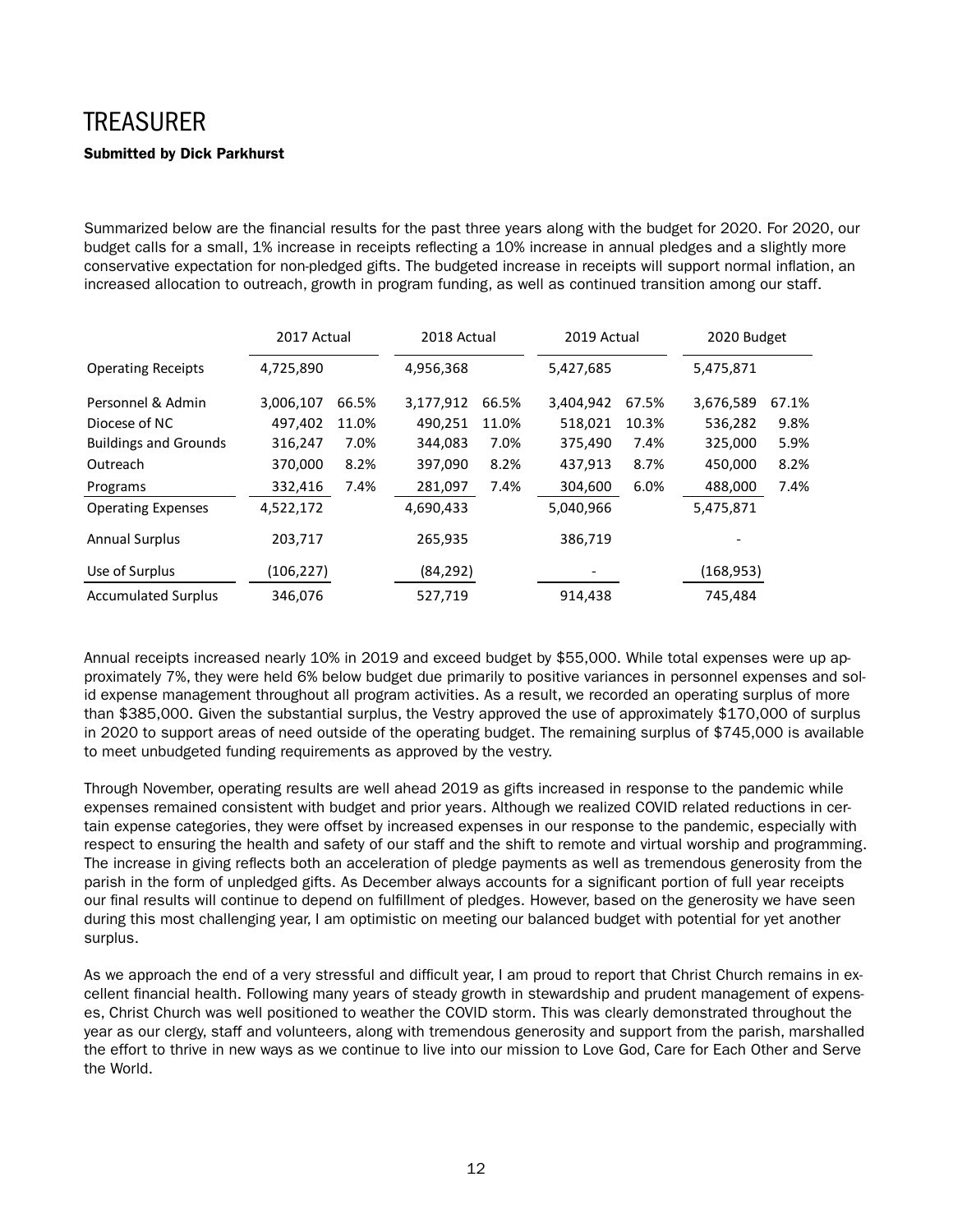# TREASURER

**Submitted by Dick Parkhurst**

Summarized below are the financial results for the past three years along with the budget for 2020. For 2020, our budget calls for a small, 1% increase in receipts reflecting a 10% increase in annual pledges and a slightly more conservative expectation for non-pledged gifts. The budgeted increase in receipts will support normal inflation, an increased allocation to outreach, growth in program funding, as well as continued transition among our staff.

| | 2017 Actual | | 2018 Actual | | 2019 Actual | | 2020 Budget | |
|---|---|---|---|---|---|---|---|---|
| Operating Receipts | 4,725,890 | | 4,956,368 | | 5,427,685 | | 5,475,871 | |
| Personnel & Admin | 3,006,107 | 66.5% | 3,177,912 | 66.5% | 3,404,942 | 67.5% | 3,676,589 | 67.1% |
| Diocese of NC | 497,402 | 11.0% | 490,251 | 11.0% | 518,021 | 10.3% | 536,282 | 9.8% |
| Buildings and Grounds | 316,247 | 7.0% | 344,083 | 7.0% | 375,490 | 7.4% | 325,000 | 5.9% |
| Outreach | 370,000 | 8.2% | 397,090 | 8.2% | 437,913 | 8.7% | 450,000 | 8.2% |
| Programs | 332,416 | 7.4% | 281,097 | 7.4% | 304,600 | 6.0% | 488,000 | 7.4% |
| Operating Expenses | 4,522,172 | | 4,690,433 | | 5,040,966 | | 5,475,871 | |
| Annual Surplus | 203,717 | | 265,935 | | 386,719 | | - | |
| Use of Surplus | (106,227) | | (84,292) | | - | | (168,953) | |
| Accumulated Surplus | 346,076 | | 527,719 | | 914,438 | | 745,484 | |

Annual receipts increased nearly 10% in 2019 and exceed budget by $55,000. While total expenses were up approximately 7%, they were held 6% below budget due primarily to positive variances in personnel expenses and solid expense management throughout all program activities. As a result, we recorded an operating surplus of more than $385,000. Given the substantial surplus, the Vestry approved the use of approximately $170,000 of surplus in 2020 to support areas of need outside of the operating budget. The remaining surplus of $745,000 is available to meet unbudgeted funding requirements as approved by the vestry.

Through November, operating results are well ahead 2019 as gifts increased in response to the pandemic while expenses remained consistent with budget and prior years. Although we realized COVID related reductions in certain expense categories, they were offset by increased expenses in our response to the pandemic, especially with respect to ensuring the health and safety of our staff and the shift to remote and virtual worship and programming. The increase in giving reflects both an acceleration of pledge payments as well as tremendous generosity from the parish in the form of unpledged gifts. As December always accounts for a significant portion of full year receipts our final results will continue to depend on fulfillment of pledges. However, based on the generosity we have seen during this most challenging year, I am optimistic on meeting our balanced budget with potential for yet another surplus.

As we approach the end of a very stressful and difficult year, I am proud to report that Christ Church remains in excellent financial health. Following many years of steady growth in stewardship and prudent management of expenses, Christ Church was well positioned to weather the COVID storm. This was clearly demonstrated throughout the year as our clergy, staff and volunteers, along with tremendous generosity and support from the parish, marshalled the effort to thrive in new ways as we continue to live into our mission to Love God, Care for Each Other and Serve the World.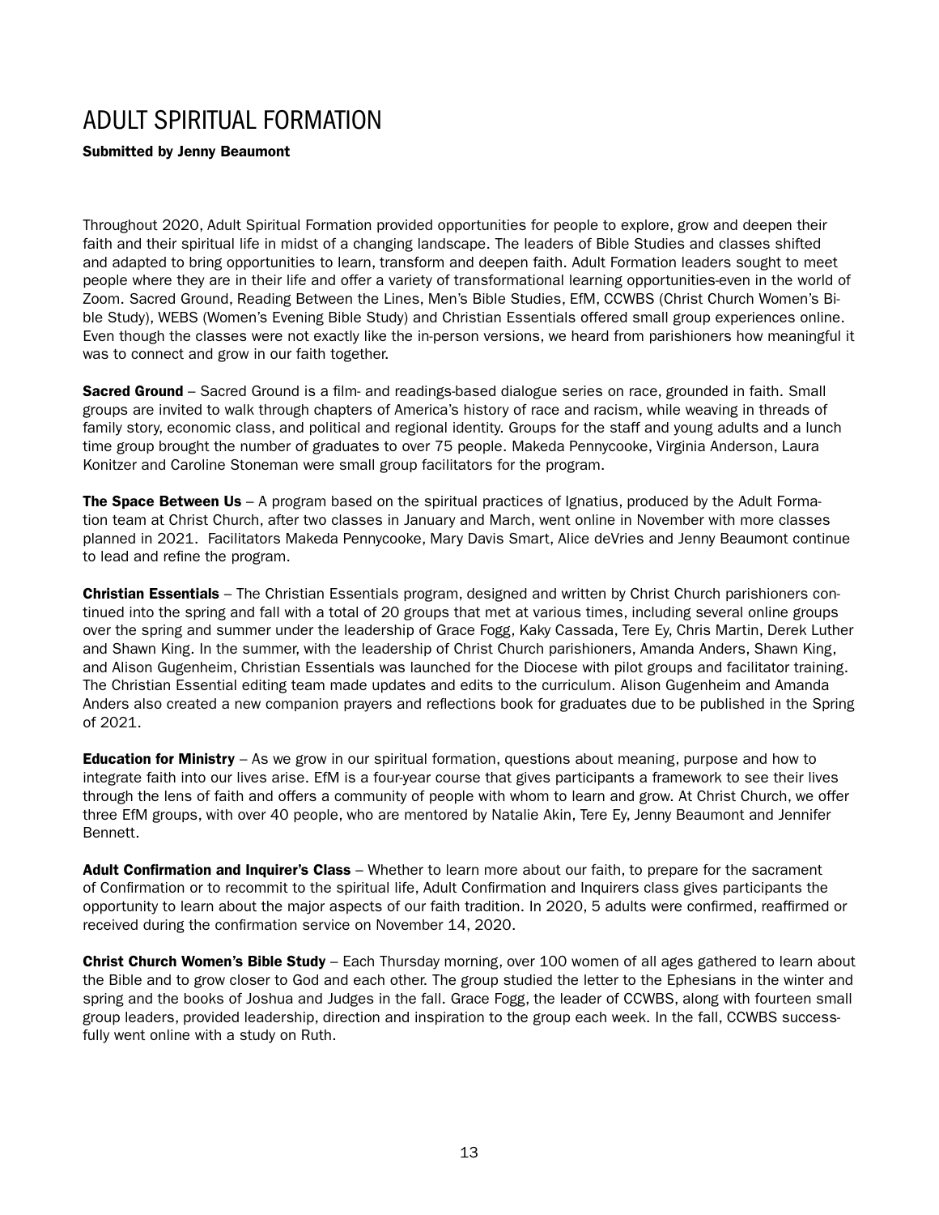# ADULT SPIRITUAL FORMATION

**Submitted by Jenny Beaumont**

Throughout 2020, Adult Spiritual Formation provided opportunities for people to explore, grow and deepen their faith and their spiritual life in midst of a changing landscape. The leaders of Bible Studies and classes shifted and adapted to bring opportunities to learn, transform and deepen faith. Adult Formation leaders sought to meet people where they are in their life and offer a variety of transformational learning opportunities-even in the world of Zoom. Sacred Ground, Reading Between the Lines, Men's Bible Studies, EfM, CCWBS (Christ Church Women's Bible Study), WEBS (Women's Evening Bible Study) and Christian Essentials offered small group experiences online. Even though the classes were not exactly like the in-person versions, we heard from parishioners how meaningful it was to connect and grow in our faith together.

**Sacred Ground** – Sacred Ground is a film- and readings-based dialogue series on race, grounded in faith. Small groups are invited to walk through chapters of America's history of race and racism, while weaving in threads of family story, economic class, and political and regional identity. Groups for the staff and young adults and a lunch time group brought the number of graduates to over 75 people. Makeda Pennycooke, Virginia Anderson, Laura Konitzer and Caroline Stoneman were small group facilitators for the program.

**The Space Between Us** – A program based on the spiritual practices of Ignatius, produced by the Adult Formation team at Christ Church, after two classes in January and March, went online in November with more classes planned in 2021. Facilitators Makeda Pennycooke, Mary Davis Smart, Alice deVries and Jenny Beaumont continue to lead and refine the program.

**Christian Essentials** – The Christian Essentials program, designed and written by Christ Church parishioners continued into the spring and fall with a total of 20 groups that met at various times, including several online groups over the spring and summer under the leadership of Grace Fogg, Kaky Cassada, Tere Ey, Chris Martin, Derek Luther and Shawn King. In the summer, with the leadership of Christ Church parishioners, Amanda Anders, Shawn King, and Alison Gugenheim, Christian Essentials was launched for the Diocese with pilot groups and facilitator training. The Christian Essential editing team made updates and edits to the curriculum. Alison Gugenheim and Amanda Anders also created a new companion prayers and reflections book for graduates due to be published in the Spring of 2021.

**Education for Ministry** – As we grow in our spiritual formation, questions about meaning, purpose and how to integrate faith into our lives arise. EfM is a four-year course that gives participants a framework to see their lives through the lens of faith and offers a community of people with whom to learn and grow. At Christ Church, we offer three EfM groups, with over 40 people, who are mentored by Natalie Akin, Tere Ey, Jenny Beaumont and Jennifer Bennett.

**Adult Confirmation and Inquirer's Class** – Whether to learn more about our faith, to prepare for the sacrament of Confirmation or to recommit to the spiritual life, Adult Confirmation and Inquirers class gives participants the opportunity to learn about the major aspects of our faith tradition. In 2020, 5 adults were confirmed, reaffirmed or received during the confirmation service on November 14, 2020.

**Christ Church Women's Bible Study** – Each Thursday morning, over 100 women of all ages gathered to learn about the Bible and to grow closer to God and each other. The group studied the letter to the Ephesians in the winter and spring and the books of Joshua and Judges in the fall. Grace Fogg, the leader of CCWBS, along with fourteen small group leaders, provided leadership, direction and inspiration to the group each week. In the fall, CCWBS successfully went online with a study on Ruth.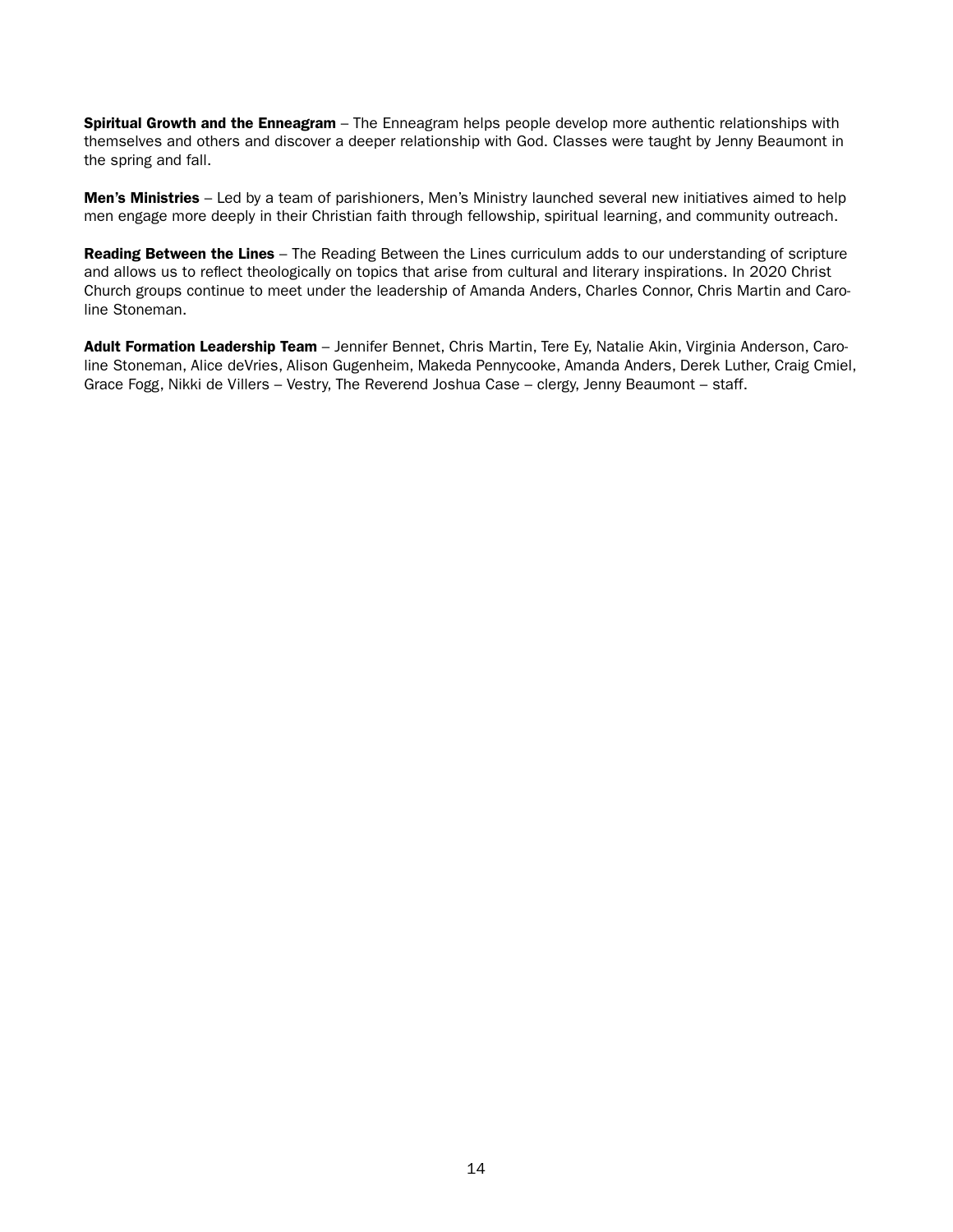**Spiritual Growth and the Enneagram** – The Enneagram helps people develop more authentic relationships with themselves and others and discover a deeper relationship with God. Classes were taught by Jenny Beaumont in the spring and fall.

**Men's Ministries** – Led by a team of parishioners, Men's Ministry launched several new initiatives aimed to help men engage more deeply in their Christian faith through fellowship, spiritual learning, and community outreach.

**Reading Between the Lines** – The Reading Between the Lines curriculum adds to our understanding of scripture and allows us to reflect theologically on topics that arise from cultural and literary inspirations. In 2020 Christ Church groups continue to meet under the leadership of Amanda Anders, Charles Connor, Chris Martin and Caroline Stoneman.

**Adult Formation Leadership Team** – Jennifer Bennet, Chris Martin, Tere Ey, Natalie Akin, Virginia Anderson, Caroline Stoneman, Alice deVries, Alison Gugenheim, Makeda Pennycooke, Amanda Anders, Derek Luther, Craig Cmiel, Grace Fogg, Nikki de Villers – Vestry, The Reverend Joshua Case – clergy, Jenny Beaumont – staff.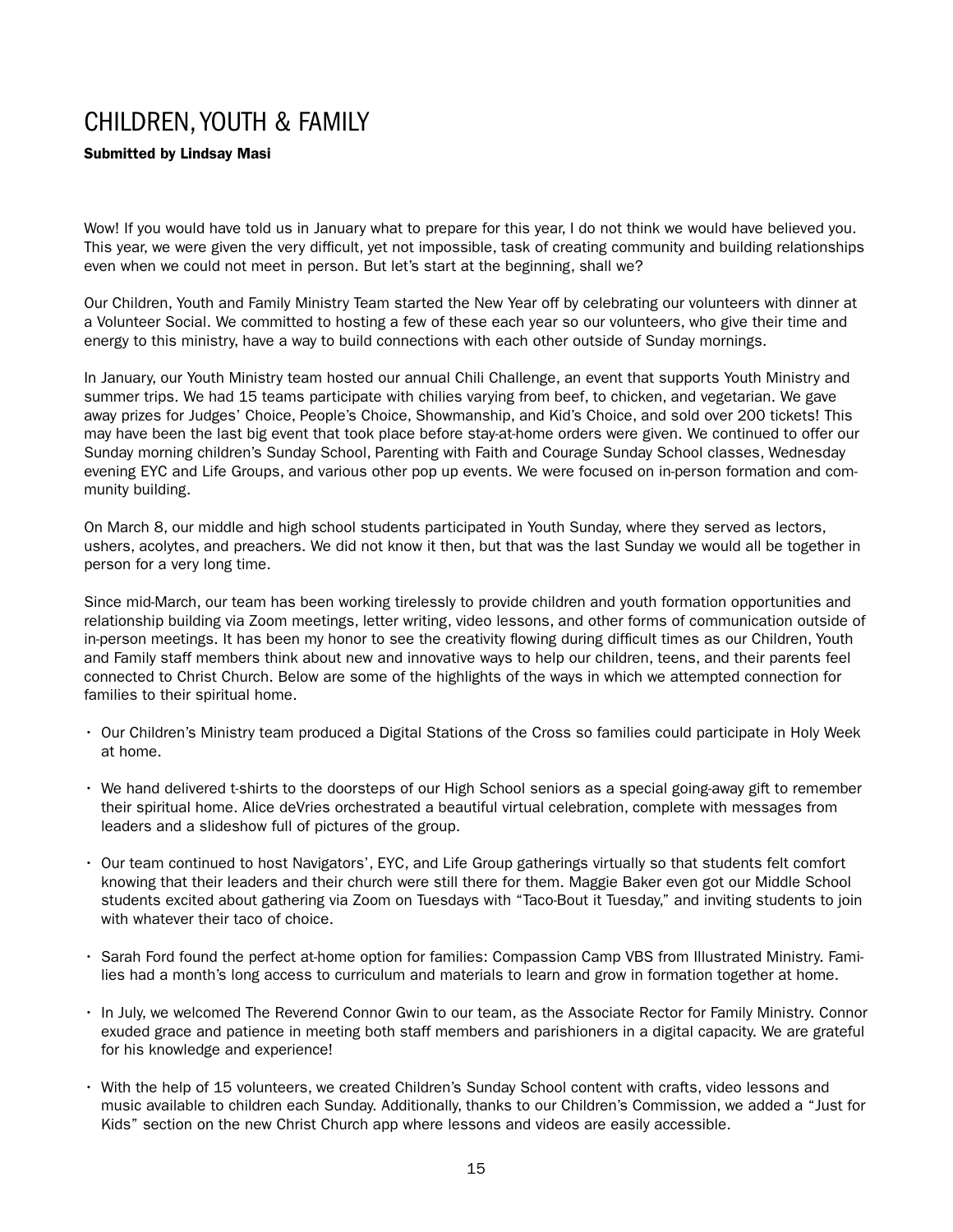# CHILDREN, YOUTH & FAMILY

**Submitted by Lindsay Masi**

Wow! If you would have told us in January what to prepare for this year, I do not think we would have believed you. This year, we were given the very difficult, yet not impossible, task of creating community and building relationships even when we could not meet in person. But let's start at the beginning, shall we?

Our Children, Youth and Family Ministry Team started the New Year off by celebrating our volunteers with dinner at a Volunteer Social. We committed to hosting a few of these each year so our volunteers, who give their time and energy to this ministry, have a way to build connections with each other outside of Sunday mornings.

In January, our Youth Ministry team hosted our annual Chili Challenge, an event that supports Youth Ministry and summer trips. We had 15 teams participate with chilies varying from beef, to chicken, and vegetarian. We gave away prizes for Judges' Choice, People's Choice, Showmanship, and Kid's Choice, and sold over 200 tickets! This may have been the last big event that took place before stay-at-home orders were given. We continued to offer our Sunday morning children's Sunday School, Parenting with Faith and Courage Sunday School classes, Wednesday evening EYC and Life Groups, and various other pop up events. We were focused on in-person formation and community building.

On March 8, our middle and high school students participated in Youth Sunday, where they served as lectors, ushers, acolytes, and preachers. We did not know it then, but that was the last Sunday we would all be together in person for a very long time.

Since mid-March, our team has been working tirelessly to provide children and youth formation opportunities and relationship building via Zoom meetings, letter writing, video lessons, and other forms of communication outside of in-person meetings. It has been my honor to see the creativity flowing during difficult times as our Children, Youth and Family staff members think about new and innovative ways to help our children, teens, and their parents feel connected to Christ Church. Below are some of the highlights of the ways in which we attempted connection for families to their spiritual home.

- Our Children's Ministry team produced a Digital Stations of the Cross so families could participate in Holy Week at home.
- We hand delivered t-shirts to the doorsteps of our High School seniors as a special going-away gift to remember their spiritual home. Alice deVries orchestrated a beautiful virtual celebration, complete with messages from leaders and a slideshow full of pictures of the group.
- Our team continued to host Navigators', EYC, and Life Group gatherings virtually so that students felt comfort knowing that their leaders and their church were still there for them. Maggie Baker even got our Middle School students excited about gathering via Zoom on Tuesdays with "Taco-Bout it Tuesday," and inviting students to join with whatever their taco of choice.
- Sarah Ford found the perfect at-home option for families: Compassion Camp VBS from Illustrated Ministry. Families had a month's long access to curriculum and materials to learn and grow in formation together at home.
- In July, we welcomed The Reverend Connor Gwin to our team, as the Associate Rector for Family Ministry. Connor exuded grace and patience in meeting both staff members and parishioners in a digital capacity. We are grateful for his knowledge and experience!
- With the help of 15 volunteers, we created Children's Sunday School content with crafts, video lessons and music available to children each Sunday. Additionally, thanks to our Children's Commission, we added a "Just for Kids" section on the new Christ Church app where lessons and videos are easily accessible.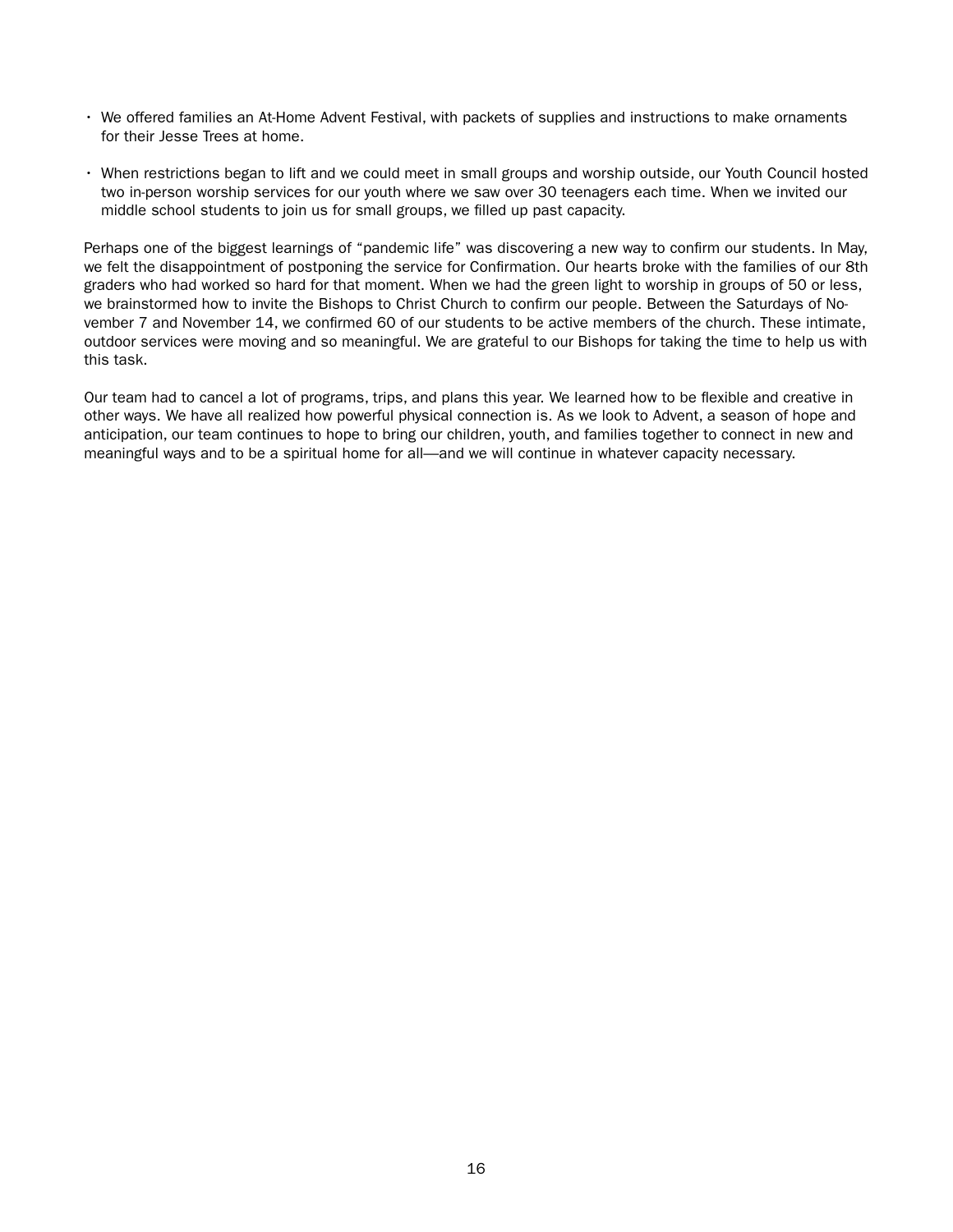- We offered families an At-Home Advent Festival, with packets of supplies and instructions to make ornaments for their Jesse Trees at home.
- When restrictions began to lift and we could meet in small groups and worship outside, our Youth Council hosted two in-person worship services for our youth where we saw over 30 teenagers each time. When we invited our middle school students to join us for small groups, we filled up past capacity.

Perhaps one of the biggest learnings of "pandemic life" was discovering a new way to confirm our students. In May, we felt the disappointment of postponing the service for Confirmation. Our hearts broke with the families of our 8th graders who had worked so hard for that moment. When we had the green light to worship in groups of 50 or less, we brainstormed how to invite the Bishops to Christ Church to confirm our people. Between the Saturdays of November 7 and November 14, we confirmed 60 of our students to be active members of the church. These intimate, outdoor services were moving and so meaningful. We are grateful to our Bishops for taking the time to help us with this task.

Our team had to cancel a lot of programs, trips, and plans this year. We learned how to be flexible and creative in other ways. We have all realized how powerful physical connection is. As we look to Advent, a season of hope and anticipation, our team continues to hope to bring our children, youth, and families together to connect in new and meaningful ways and to be a spiritual home for all—and we will continue in whatever capacity necessary.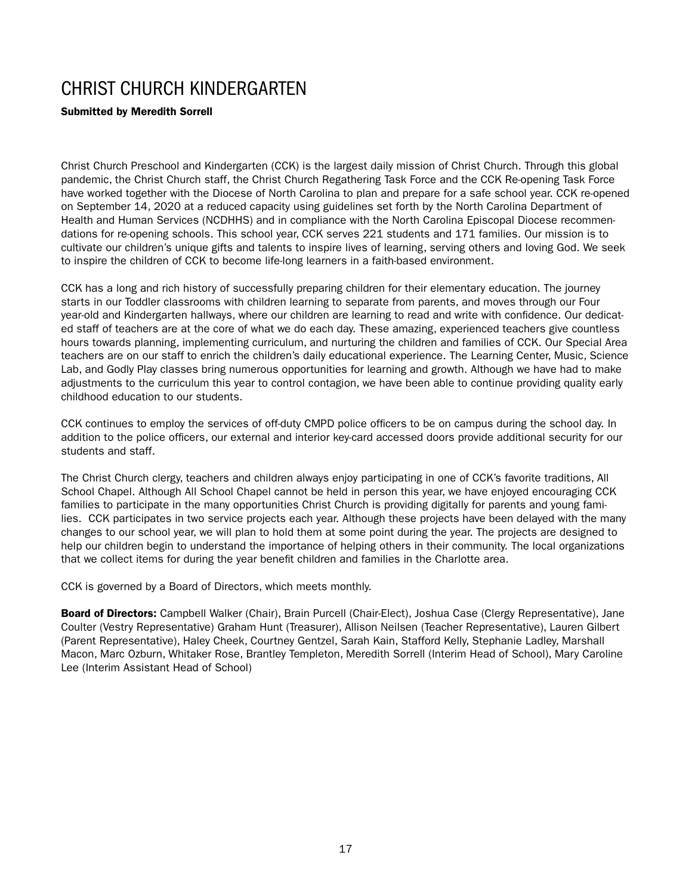# CHRIST CHURCH KINDERGARTEN

**Submitted by Meredith Sorrell**

Christ Church Preschool and Kindergarten (CCK) is the largest daily mission of Christ Church. Through this global pandemic, the Christ Church staff, the Christ Church Regathering Task Force and the CCK Re-opening Task Force have worked together with the Diocese of North Carolina to plan and prepare for a safe school year. CCK re-opened on September 14, 2020 at a reduced capacity using guidelines set forth by the North Carolina Department of Health and Human Services (NCDHHS) and in compliance with the North Carolina Episcopal Diocese recommendations for re-opening schools. This school year, CCK serves 221 students and 171 families. Our mission is to cultivate our children's unique gifts and talents to inspire lives of learning, serving others and loving God. We seek to inspire the children of CCK to become life-long learners in a faith-based environment.

CCK has a long and rich history of successfully preparing children for their elementary education. The journey starts in our Toddler classrooms with children learning to separate from parents, and moves through our Four year-old and Kindergarten hallways, where our children are learning to read and write with confidence. Our dedicated staff of teachers are at the core of what we do each day. These amazing, experienced teachers give countless hours towards planning, implementing curriculum, and nurturing the children and families of CCK. Our Special Area teachers are on our staff to enrich the children's daily educational experience. The Learning Center, Music, Science Lab, and Godly Play classes bring numerous opportunities for learning and growth. Although we have had to make adjustments to the curriculum this year to control contagion, we have been able to continue providing quality early childhood education to our students.

CCK continues to employ the services of off-duty CMPD police officers to be on campus during the school day. In addition to the police officers, our external and interior key-card accessed doors provide additional security for our students and staff.

The Christ Church clergy, teachers and children always enjoy participating in one of CCK's favorite traditions, All School Chapel. Although All School Chapel cannot be held in person this year, we have enjoyed encouraging CCK families to participate in the many opportunities Christ Church is providing digitally for parents and young families. CCK participates in two service projects each year. Although these projects have been delayed with the many changes to our school year, we will plan to hold them at some point during the year. The projects are designed to help our children begin to understand the importance of helping others in their community. The local organizations that we collect items for during the year benefit children and families in the Charlotte area.

CCK is governed by a Board of Directors, which meets monthly.

**Board of Directors:** Campbell Walker (Chair), Brain Purcell (Chair-Elect), Joshua Case (Clergy Representative), Jane Coulter (Vestry Representative) Graham Hunt (Treasurer), Allison Neilsen (Teacher Representative), Lauren Gilbert (Parent Representative), Haley Cheek, Courtney Gentzel, Sarah Kain, Stafford Kelly, Stephanie Ladley, Marshall Macon, Marc Ozburn, Whitaker Rose, Brantley Templeton, Meredith Sorrell (Interim Head of School), Mary Caroline Lee (Interim Assistant Head of School)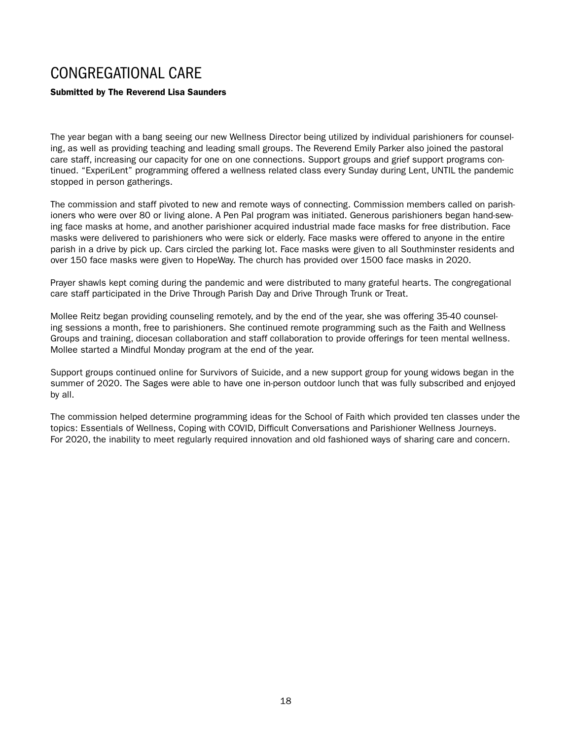# CONGREGATIONAL CARE

**Submitted by The Reverend Lisa Saunders**

The year began with a bang seeing our new Wellness Director being utilized by individual parishioners for counseling, as well as providing teaching and leading small groups. The Reverend Emily Parker also joined the pastoral care staff, increasing our capacity for one on one connections. Support groups and grief support programs continued. "ExperiLent" programming offered a wellness related class every Sunday during Lent, UNTIL the pandemic stopped in person gatherings.

The commission and staff pivoted to new and remote ways of connecting. Commission members called on parishioners who were over 80 or living alone. A Pen Pal program was initiated. Generous parishioners began hand-sewing face masks at home, and another parishioner acquired industrial made face masks for free distribution. Face masks were delivered to parishioners who were sick or elderly. Face masks were offered to anyone in the entire parish in a drive by pick up. Cars circled the parking lot. Face masks were given to all Southminster residents and over 150 face masks were given to HopeWay. The church has provided over 1500 face masks in 2020.

Prayer shawls kept coming during the pandemic and were distributed to many grateful hearts. The congregational care staff participated in the Drive Through Parish Day and Drive Through Trunk or Treat.

Mollee Reitz began providing counseling remotely, and by the end of the year, she was offering 35-40 counseling sessions a month, free to parishioners. She continued remote programming such as the Faith and Wellness Groups and training, diocesan collaboration and staff collaboration to provide offerings for teen mental wellness. Mollee started a Mindful Monday program at the end of the year.

Support groups continued online for Survivors of Suicide, and a new support group for young widows began in the summer of 2020. The Sages were able to have one in-person outdoor lunch that was fully subscribed and enjoyed by all.

The commission helped determine programming ideas for the School of Faith which provided ten classes under the topics: Essentials of Wellness, Coping with COVID, Difficult Conversations and Parishioner Wellness Journeys. For 2020, the inability to meet regularly required innovation and old fashioned ways of sharing care and concern.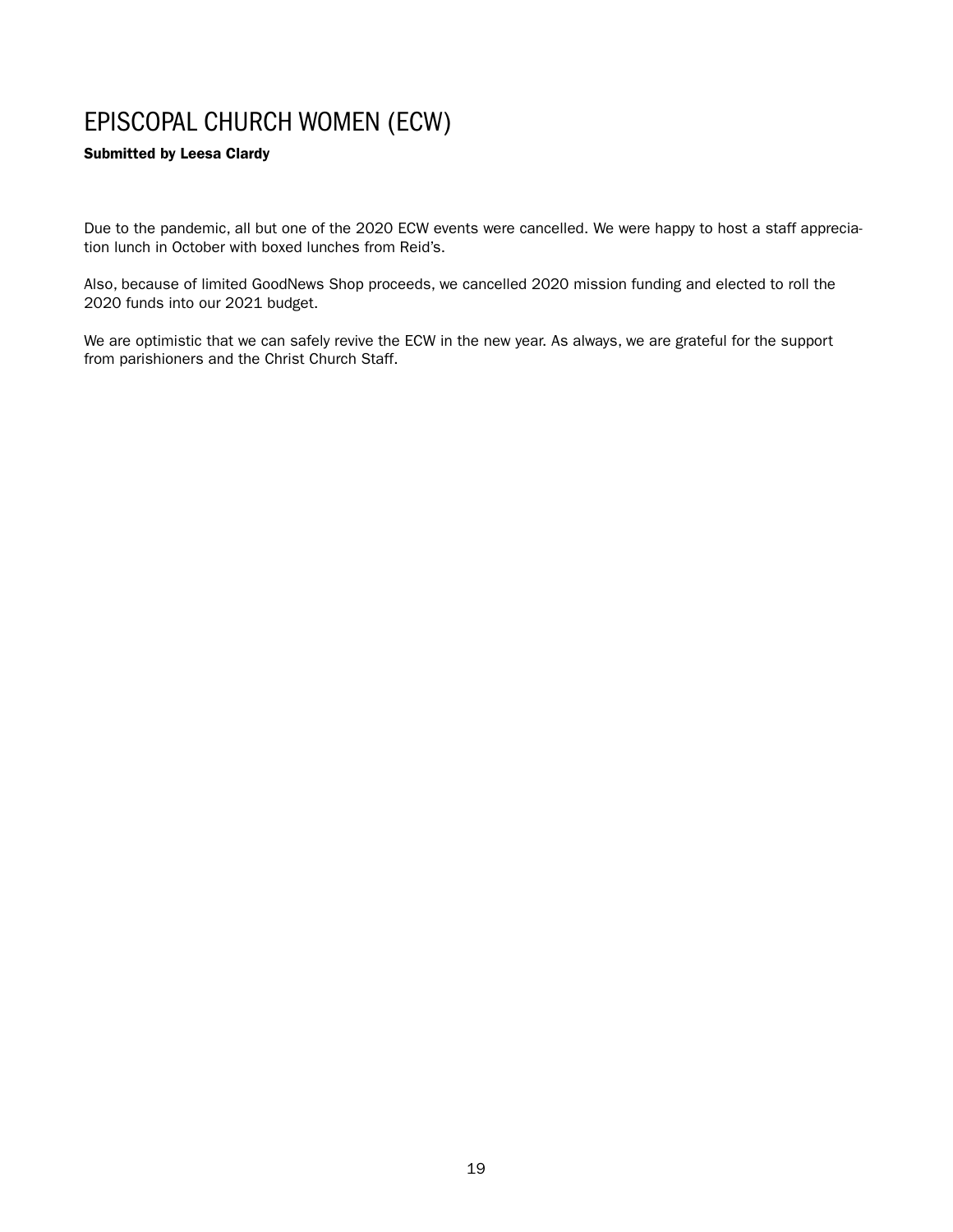# EPISCOPAL CHURCH WOMEN (ECW)

**Submitted by Leesa Clardy**

Due to the pandemic, all but one of the 2020 ECW events were cancelled. We were happy to host a staff appreciation lunch in October with boxed lunches from Reid's.

Also, because of limited GoodNews Shop proceeds, we cancelled 2020 mission funding and elected to roll the 2020 funds into our 2021 budget.

We are optimistic that we can safely revive the ECW in the new year. As always, we are grateful for the support from parishioners and the Christ Church Staff.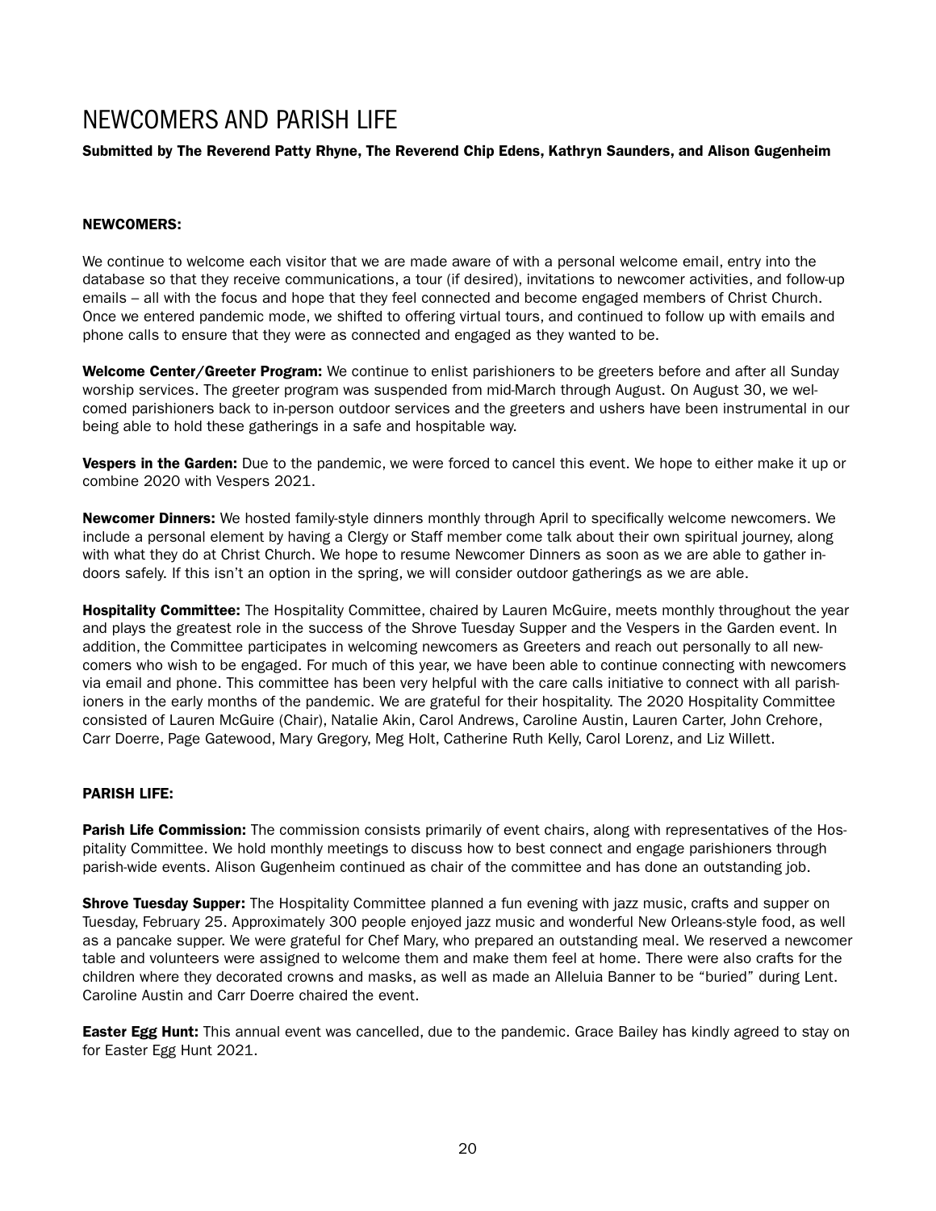# NEWCOMERS AND PARISH LIFE

**Submitted by The Reverend Patty Rhyne, The Reverend Chip Edens, Kathryn Saunders, and Alison Gugenheim**

## NEWCOMERS:

We continue to welcome each visitor that we are made aware of with a personal welcome email, entry into the database so that they receive communications, a tour (if desired), invitations to newcomer activities, and follow-up emails – all with the focus and hope that they feel connected and become engaged members of Christ Church. Once we entered pandemic mode, we shifted to offering virtual tours, and continued to follow up with emails and phone calls to ensure that they were as connected and engaged as they wanted to be.

**Welcome Center/Greeter Program:** We continue to enlist parishioners to be greeters before and after all Sunday worship services. The greeter program was suspended from mid-March through August. On August 30, we welcomed parishioners back to in-person outdoor services and the greeters and ushers have been instrumental in our being able to hold these gatherings in a safe and hospitable way.

**Vespers in the Garden:** Due to the pandemic, we were forced to cancel this event. We hope to either make it up or combine 2020 with Vespers 2021.

**Newcomer Dinners:** We hosted family-style dinners monthly through April to specifically welcome newcomers. We include a personal element by having a Clergy or Staff member come talk about their own spiritual journey, along with what they do at Christ Church. We hope to resume Newcomer Dinners as soon as we are able to gather indoors safely. If this isn't an option in the spring, we will consider outdoor gatherings as we are able.

**Hospitality Committee:** The Hospitality Committee, chaired by Lauren McGuire, meets monthly throughout the year and plays the greatest role in the success of the Shrove Tuesday Supper and the Vespers in the Garden event. In addition, the Committee participates in welcoming newcomers as Greeters and reach out personally to all newcomers who wish to be engaged. For much of this year, we have been able to continue connecting with newcomers via email and phone. This committee has been very helpful with the care calls initiative to connect with all parishioners in the early months of the pandemic. We are grateful for their hospitality. The 2020 Hospitality Committee consisted of Lauren McGuire (Chair), Natalie Akin, Carol Andrews, Caroline Austin, Lauren Carter, John Crehore, Carr Doerre, Page Gatewood, Mary Gregory, Meg Holt, Catherine Ruth Kelly, Carol Lorenz, and Liz Willett.

## PARISH LIFE:

**Parish Life Commission:** The commission consists primarily of event chairs, along with representatives of the Hospitality Committee. We hold monthly meetings to discuss how to best connect and engage parishioners through parish-wide events. Alison Gugenheim continued as chair of the committee and has done an outstanding job.

**Shrove Tuesday Supper:** The Hospitality Committee planned a fun evening with jazz music, crafts and supper on Tuesday, February 25. Approximately 300 people enjoyed jazz music and wonderful New Orleans-style food, as well as a pancake supper. We were grateful for Chef Mary, who prepared an outstanding meal. We reserved a newcomer table and volunteers were assigned to welcome them and make them feel at home. There were also crafts for the children where they decorated crowns and masks, as well as made an Alleluia Banner to be "buried" during Lent. Caroline Austin and Carr Doerre chaired the event.

**Easter Egg Hunt:** This annual event was cancelled, due to the pandemic. Grace Bailey has kindly agreed to stay on for Easter Egg Hunt 2021.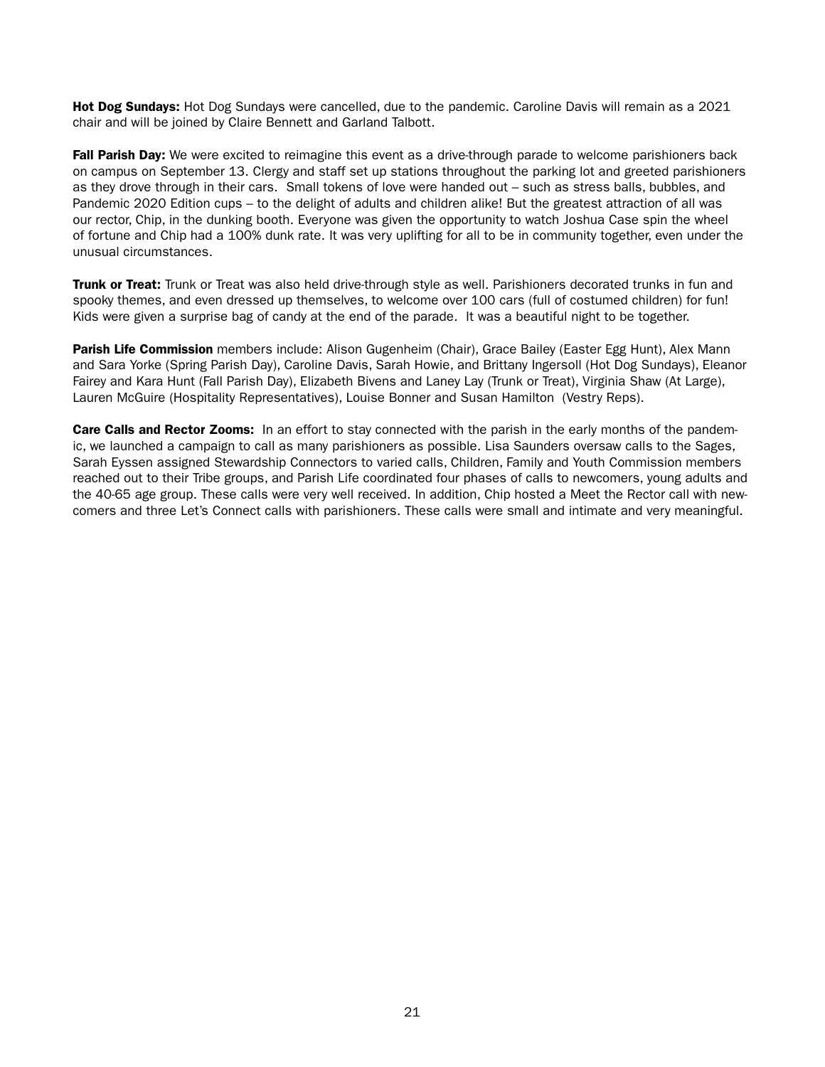**Hot Dog Sundays:** Hot Dog Sundays were cancelled, due to the pandemic. Caroline Davis will remain as a 2021 chair and will be joined by Claire Bennett and Garland Talbott.

**Fall Parish Day:** We were excited to reimagine this event as a drive-through parade to welcome parishioners back on campus on September 13. Clergy and staff set up stations throughout the parking lot and greeted parishioners as they drove through in their cars. Small tokens of love were handed out – such as stress balls, bubbles, and Pandemic 2020 Edition cups – to the delight of adults and children alike! But the greatest attraction of all was our rector, Chip, in the dunking booth. Everyone was given the opportunity to watch Joshua Case spin the wheel of fortune and Chip had a 100% dunk rate. It was very uplifting for all to be in community together, even under the unusual circumstances.

**Trunk or Treat:** Trunk or Treat was also held drive-through style as well. Parishioners decorated trunks in fun and spooky themes, and even dressed up themselves, to welcome over 100 cars (full of costumed children) for fun! Kids were given a surprise bag of candy at the end of the parade. It was a beautiful night to be together.

**Parish Life Commission** members include: Alison Gugenheim (Chair), Grace Bailey (Easter Egg Hunt), Alex Mann and Sara Yorke (Spring Parish Day), Caroline Davis, Sarah Howie, and Brittany Ingersoll (Hot Dog Sundays), Eleanor Fairey and Kara Hunt (Fall Parish Day), Elizabeth Bivens and Laney Lay (Trunk or Treat), Virginia Shaw (At Large), Lauren McGuire (Hospitality Representatives), Louise Bonner and Susan Hamilton (Vestry Reps).

**Care Calls and Rector Zooms:** In an effort to stay connected with the parish in the early months of the pandemic, we launched a campaign to call as many parishioners as possible. Lisa Saunders oversaw calls to the Sages, Sarah Eyssen assigned Stewardship Connectors to varied calls, Children, Family and Youth Commission members reached out to their Tribe groups, and Parish Life coordinated four phases of calls to newcomers, young adults and the 40-65 age group. These calls were very well received. In addition, Chip hosted a Meet the Rector call with newcomers and three Let's Connect calls with parishioners. These calls were small and intimate and very meaningful.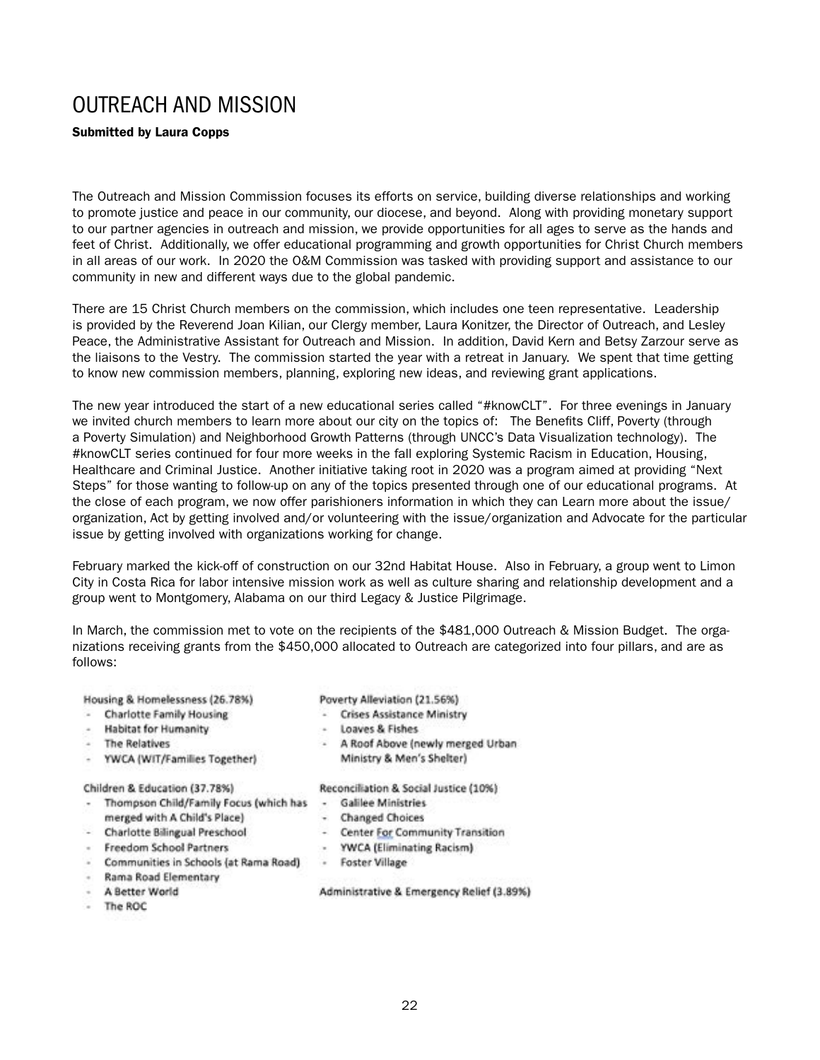# OUTREACH AND MISSION

**Submitted by Laura Copps**

The Outreach and Mission Commission focuses its efforts on service, building diverse relationships and working to promote justice and peace in our community, our diocese, and beyond. Along with providing monetary support to our partner agencies in outreach and mission, we provide opportunities for all ages to serve as the hands and feet of Christ. Additionally, we offer educational programming and growth opportunities for Christ Church members in all areas of our work. In 2020 the O&M Commission was tasked with providing support and assistance to our community in new and different ways due to the global pandemic.

There are 15 Christ Church members on the commission, which includes one teen representative. Leadership is provided by the Reverend Joan Kilian, our Clergy member, Laura Konitzer, the Director of Outreach, and Lesley Peace, the Administrative Assistant for Outreach and Mission. In addition, David Kern and Betsy Zarzour serve as the liaisons to the Vestry. The commission started the year with a retreat in January. We spent that time getting to know new commission members, planning, exploring new ideas, and reviewing grant applications.

The new year introduced the start of a new educational series called "#knowCLT". For three evenings in January we invited church members to learn more about our city on the topics of: The Benefits Cliff, Poverty (through a Poverty Simulation) and Neighborhood Growth Patterns (through UNCC's Data Visualization technology). The #knowCLT series continued for four more weeks in the fall exploring Systemic Racism in Education, Housing, Healthcare and Criminal Justice. Another initiative taking root in 2020 was a program aimed at providing "Next Steps" for those wanting to follow-up on any of the topics presented through one of our educational programs. At the close of each program, we now offer parishioners information in which they can Learn more about the issue/organization, Act by getting involved and/or volunteering with the issue/organization and Advocate for the particular issue by getting involved with organizations working for change.

February marked the kick-off of construction on our 32nd Habitat House. Also in February, a group went to Limon City in Costa Rica for labor intensive mission work as well as culture sharing and relationship development and a group went to Montgomery, Alabama on our third Legacy & Justice Pilgrimage.

In March, the commission met to vote on the recipients of the $481,000 Outreach & Mission Budget. The organizations receiving grants from the $450,000 allocated to Outreach are categorized into four pillars, and are as follows:

Housing & Homelessness (26.78%)
- Charlotte Family Housing
- Habitat for Humanity
- The Relatives
- YWCA (WIT/Families Together)

Children & Education (37.78%)
- Thompson Child/Family Focus (which has merged with A Child's Place)
- Charlotte Bilingual Preschool
- Freedom School Partners
- Communities in Schools (at Rama Road)
- Rama Road Elementary
- A Better World
- The ROC

Poverty Alleviation (21.56%)
- Crises Assistance Ministry
- Loaves & Fishes
- A Roof Above (newly merged Urban Ministry & Men's Shelter)

Reconciliation & Social Justice (10%)
- Galilee Ministries
- Changed Choices
- Center For Community Transition
- YWCA (Eliminating Racism)
- Foster Village

Administrative & Emergency Relief (3.89%)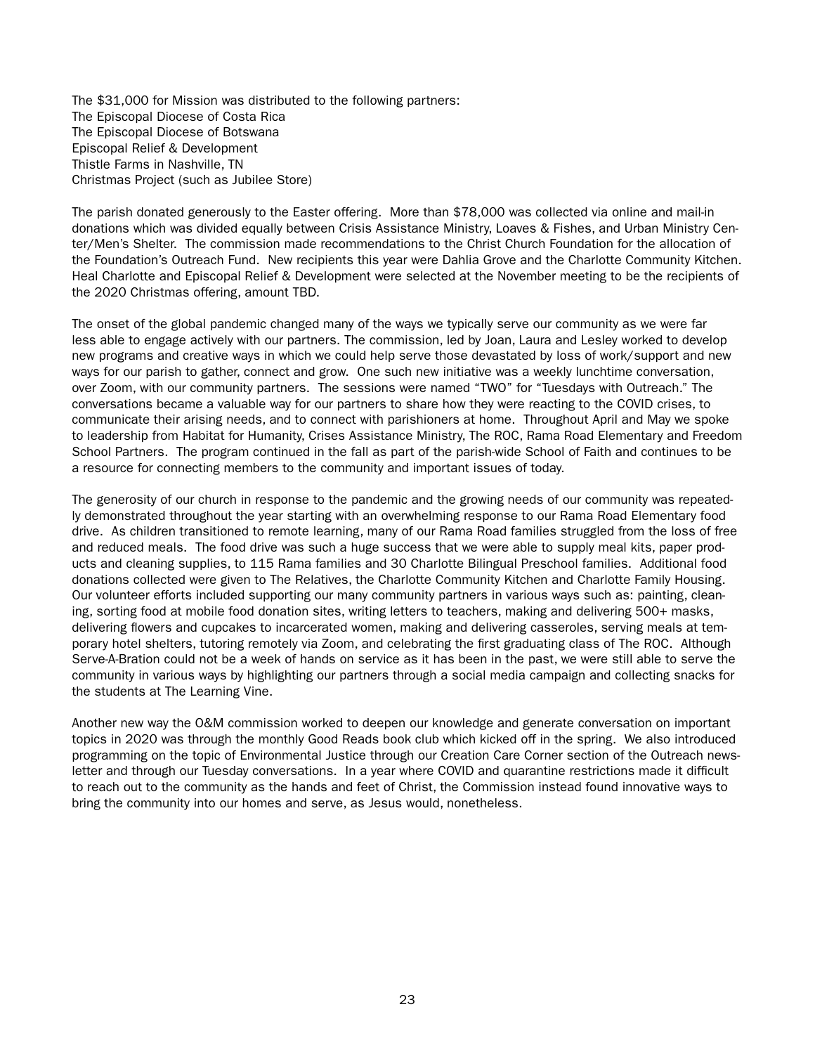The $31,000 for Mission was distributed to the following partners:
The Episcopal Diocese of Costa Rica
The Episcopal Diocese of Botswana
Episcopal Relief & Development
Thistle Farms in Nashville, TN
Christmas Project (such as Jubilee Store)

The parish donated generously to the Easter offering. More than $78,000 was collected via online and mail-in donations which was divided equally between Crisis Assistance Ministry, Loaves & Fishes, and Urban Ministry Center/Men's Shelter. The commission made recommendations to the Christ Church Foundation for the allocation of the Foundation's Outreach Fund. New recipients this year were Dahlia Grove and the Charlotte Community Kitchen. Heal Charlotte and Episcopal Relief & Development were selected at the November meeting to be the recipients of the 2020 Christmas offering, amount TBD.

The onset of the global pandemic changed many of the ways we typically serve our community as we were far less able to engage actively with our partners. The commission, led by Joan, Laura and Lesley worked to develop new programs and creative ways in which we could help serve those devastated by loss of work/support and new ways for our parish to gather, connect and grow. One such new initiative was a weekly lunchtime conversation, over Zoom, with our community partners. The sessions were named "TWO" for "Tuesdays with Outreach." The conversations became a valuable way for our partners to share how they were reacting to the COVID crises, to communicate their arising needs, and to connect with parishioners at home. Throughout April and May we spoke to leadership from Habitat for Humanity, Crises Assistance Ministry, The ROC, Rama Road Elementary and Freedom School Partners. The program continued in the fall as part of the parish-wide School of Faith and continues to be a resource for connecting members to the community and important issues of today.

The generosity of our church in response to the pandemic and the growing needs of our community was repeatedly demonstrated throughout the year starting with an overwhelming response to our Rama Road Elementary food drive. As children transitioned to remote learning, many of our Rama Road families struggled from the loss of free and reduced meals. The food drive was such a huge success that we were able to supply meal kits, paper products and cleaning supplies, to 115 Rama families and 30 Charlotte Bilingual Preschool families. Additional food donations collected were given to The Relatives, the Charlotte Community Kitchen and Charlotte Family Housing. Our volunteer efforts included supporting our many community partners in various ways such as: painting, cleaning, sorting food at mobile food donation sites, writing letters to teachers, making and delivering 500+ masks, delivering flowers and cupcakes to incarcerated women, making and delivering casseroles, serving meals at temporary hotel shelters, tutoring remotely via Zoom, and celebrating the first graduating class of The ROC. Although Serve-A-Bration could not be a week of hands on service as it has been in the past, we were still able to serve the community in various ways by highlighting our partners through a social media campaign and collecting snacks for the students at The Learning Vine.

Another new way the O&M commission worked to deepen our knowledge and generate conversation on important topics in 2020 was through the monthly Good Reads book club which kicked off in the spring. We also introduced programming on the topic of Environmental Justice through our Creation Care Corner section of the Outreach newsletter and through our Tuesday conversations. In a year where COVID and quarantine restrictions made it difficult to reach out to the community as the hands and feet of Christ, the Commission instead found innovative ways to bring the community into our homes and serve, as Jesus would, nonetheless.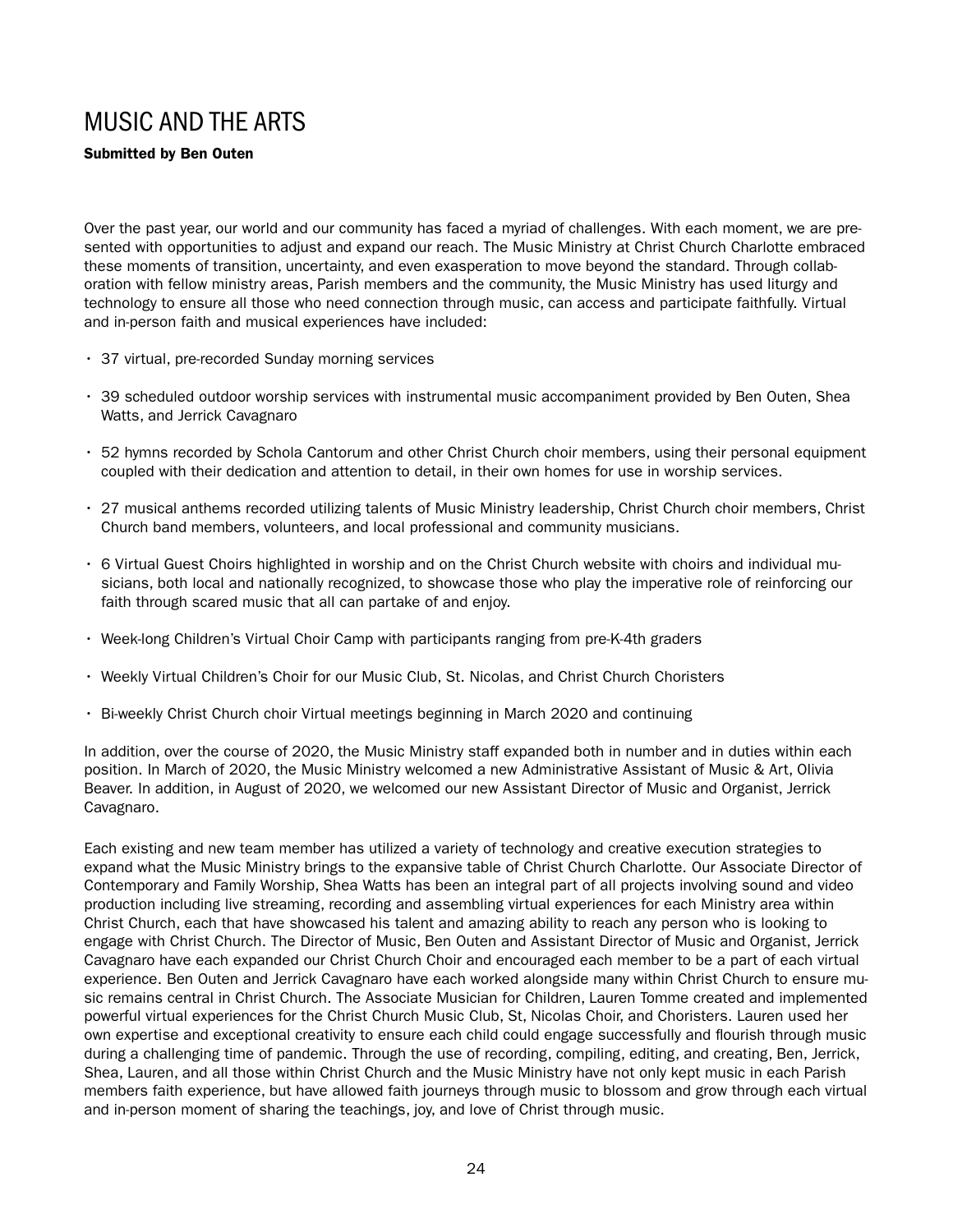# MUSIC AND THE ARTS

**Submitted by Ben Outen**

Over the past year, our world and our community has faced a myriad of challenges. With each moment, we are presented with opportunities to adjust and expand our reach. The Music Ministry at Christ Church Charlotte embraced these moments of transition, uncertainty, and even exasperation to move beyond the standard. Through collaboration with fellow ministry areas, Parish members and the community, the Music Ministry has used liturgy and technology to ensure all those who need connection through music, can access and participate faithfully. Virtual and in-person faith and musical experiences have included:

- 37 virtual, pre-recorded Sunday morning services
- 39 scheduled outdoor worship services with instrumental music accompaniment provided by Ben Outen, Shea Watts, and Jerrick Cavagnaro
- 52 hymns recorded by Schola Cantorum and other Christ Church choir members, using their personal equipment coupled with their dedication and attention to detail, in their own homes for use in worship services.
- 27 musical anthems recorded utilizing talents of Music Ministry leadership, Christ Church choir members, Christ Church band members, volunteers, and local professional and community musicians.
- 6 Virtual Guest Choirs highlighted in worship and on the Christ Church website with choirs and individual musicians, both local and nationally recognized, to showcase those who play the imperative role of reinforcing our faith through scared music that all can partake of and enjoy.
- Week-long Children's Virtual Choir Camp with participants ranging from pre-K-4th graders
- Weekly Virtual Children's Choir for our Music Club, St. Nicolas, and Christ Church Choristers
- Bi-weekly Christ Church choir Virtual meetings beginning in March 2020 and continuing

In addition, over the course of 2020, the Music Ministry staff expanded both in number and in duties within each position. In March of 2020, the Music Ministry welcomed a new Administrative Assistant of Music & Art, Olivia Beaver. In addition, in August of 2020, we welcomed our new Assistant Director of Music and Organist, Jerrick Cavagnaro.

Each existing and new team member has utilized a variety of technology and creative execution strategies to expand what the Music Ministry brings to the expansive table of Christ Church Charlotte. Our Associate Director of Contemporary and Family Worship, Shea Watts has been an integral part of all projects involving sound and video production including live streaming, recording and assembling virtual experiences for each Ministry area within Christ Church, each that have showcased his talent and amazing ability to reach any person who is looking to engage with Christ Church. The Director of Music, Ben Outen and Assistant Director of Music and Organist, Jerrick Cavagnaro have each expanded our Christ Church Choir and encouraged each member to be a part of each virtual experience. Ben Outen and Jerrick Cavagnaro have each worked alongside many within Christ Church to ensure music remains central in Christ Church. The Associate Musician for Children, Lauren Tomme created and implemented powerful virtual experiences for the Christ Church Music Club, St, Nicolas Choir, and Choristers. Lauren used her own expertise and exceptional creativity to ensure each child could engage successfully and flourish through music during a challenging time of pandemic. Through the use of recording, compiling, editing, and creating, Ben, Jerrick, Shea, Lauren, and all those within Christ Church and the Music Ministry have not only kept music in each Parish members faith experience, but have allowed faith journeys through music to blossom and grow through each virtual and in-person moment of sharing the teachings, joy, and love of Christ through music.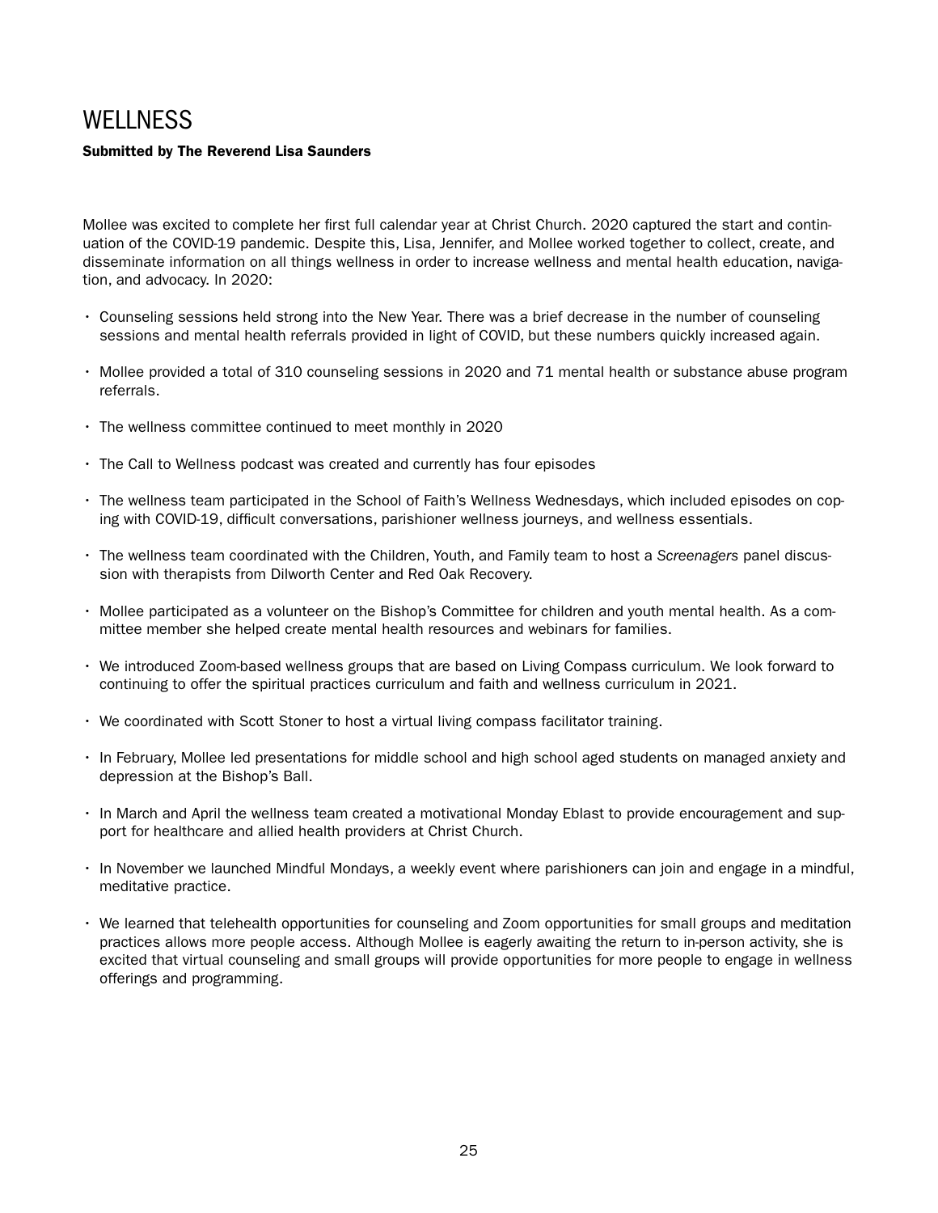# WELLNESS

**Submitted by The Reverend Lisa Saunders**

Mollee was excited to complete her first full calendar year at Christ Church. 2020 captured the start and continuation of the COVID-19 pandemic. Despite this, Lisa, Jennifer, and Mollee worked together to collect, create, and disseminate information on all things wellness in order to increase wellness and mental health education, navigation, and advocacy. In 2020:

- Counseling sessions held strong into the New Year. There was a brief decrease in the number of counseling sessions and mental health referrals provided in light of COVID, but these numbers quickly increased again.
- Mollee provided a total of 310 counseling sessions in 2020 and 71 mental health or substance abuse program referrals.
- The wellness committee continued to meet monthly in 2020
- The Call to Wellness podcast was created and currently has four episodes
- The wellness team participated in the School of Faith's Wellness Wednesdays, which included episodes on coping with COVID-19, difficult conversations, parishioner wellness journeys, and wellness essentials.
- The wellness team coordinated with the Children, Youth, and Family team to host a *Screenagers* panel discussion with therapists from Dilworth Center and Red Oak Recovery.
- Mollee participated as a volunteer on the Bishop's Committee for children and youth mental health. As a committee member she helped create mental health resources and webinars for families.
- We introduced Zoom-based wellness groups that are based on Living Compass curriculum. We look forward to continuing to offer the spiritual practices curriculum and faith and wellness curriculum in 2021.
- We coordinated with Scott Stoner to host a virtual living compass facilitator training.
- In February, Mollee led presentations for middle school and high school aged students on managed anxiety and depression at the Bishop's Ball.
- In March and April the wellness team created a motivational Monday Eblast to provide encouragement and support for healthcare and allied health providers at Christ Church.
- In November we launched Mindful Mondays, a weekly event where parishioners can join and engage in a mindful, meditative practice.
- We learned that telehealth opportunities for counseling and Zoom opportunities for small groups and meditation practices allows more people access. Although Mollee is eagerly awaiting the return to in-person activity, she is excited that virtual counseling and small groups will provide opportunities for more people to engage in wellness offerings and programming.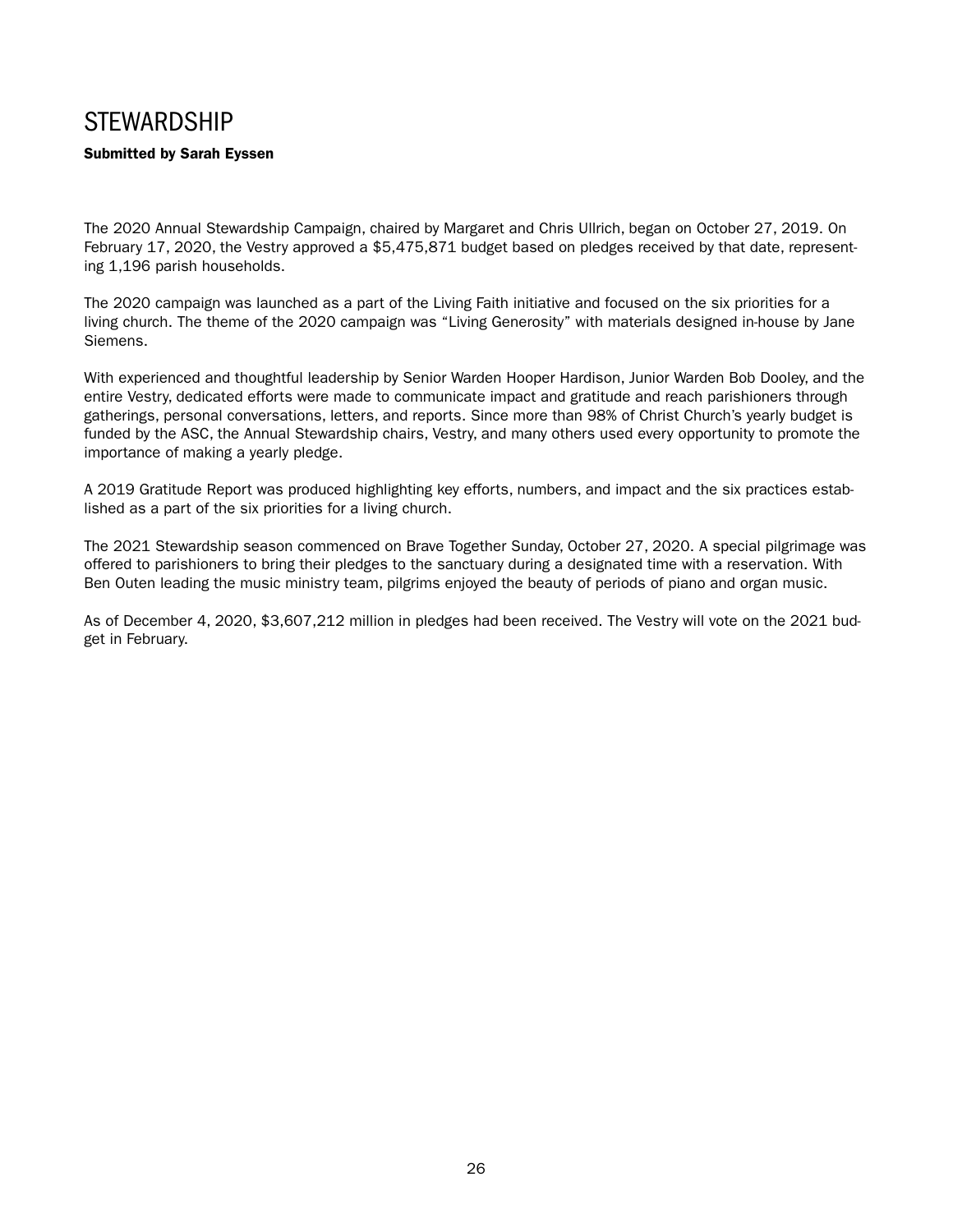# STEWARDSHIP

**Submitted by Sarah Eyssen**

The 2020 Annual Stewardship Campaign, chaired by Margaret and Chris Ullrich, began on October 27, 2019. On February 17, 2020, the Vestry approved a $5,475,871 budget based on pledges received by that date, representing 1,196 parish households.

The 2020 campaign was launched as a part of the Living Faith initiative and focused on the six priorities for a living church. The theme of the 2020 campaign was "Living Generosity" with materials designed in-house by Jane Siemens.

With experienced and thoughtful leadership by Senior Warden Hooper Hardison, Junior Warden Bob Dooley, and the entire Vestry, dedicated efforts were made to communicate impact and gratitude and reach parishioners through gatherings, personal conversations, letters, and reports. Since more than 98% of Christ Church's yearly budget is funded by the ASC, the Annual Stewardship chairs, Vestry, and many others used every opportunity to promote the importance of making a yearly pledge.

A 2019 Gratitude Report was produced highlighting key efforts, numbers, and impact and the six practices established as a part of the six priorities for a living church.

The 2021 Stewardship season commenced on Brave Together Sunday, October 27, 2020. A special pilgrimage was offered to parishioners to bring their pledges to the sanctuary during a designated time with a reservation. With Ben Outen leading the music ministry team, pilgrims enjoyed the beauty of periods of piano and organ music.

As of December 4, 2020, $3,607,212 million in pledges had been received. The Vestry will vote on the 2021 budget in February.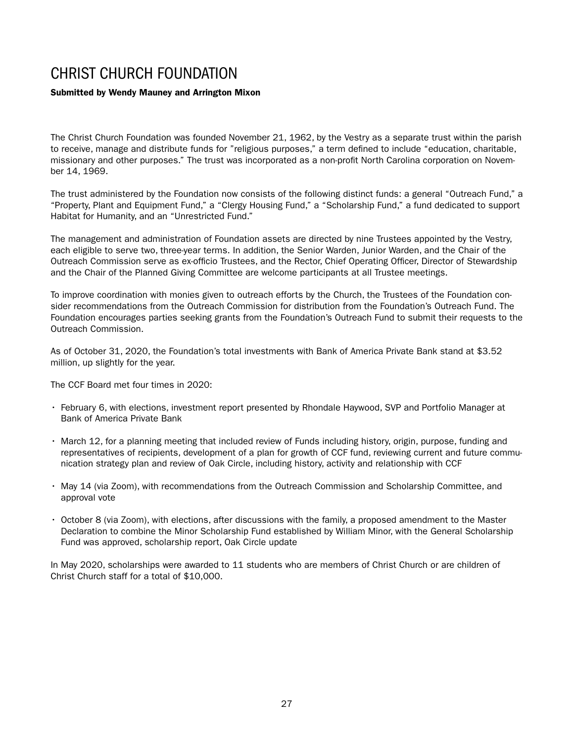# CHRIST CHURCH FOUNDATION

**Submitted by Wendy Mauney and Arrington Mixon**

The Christ Church Foundation was founded November 21, 1962, by the Vestry as a separate trust within the parish to receive, manage and distribute funds for "religious purposes," a term defined to include "education, charitable, missionary and other purposes." The trust was incorporated as a non-profit North Carolina corporation on November 14, 1969.

The trust administered by the Foundation now consists of the following distinct funds: a general "Outreach Fund," a "Property, Plant and Equipment Fund," a "Clergy Housing Fund," a "Scholarship Fund," a fund dedicated to support Habitat for Humanity, and an "Unrestricted Fund."

The management and administration of Foundation assets are directed by nine Trustees appointed by the Vestry, each eligible to serve two, three-year terms. In addition, the Senior Warden, Junior Warden, and the Chair of the Outreach Commission serve as ex-officio Trustees, and the Rector, Chief Operating Officer, Director of Stewardship and the Chair of the Planned Giving Committee are welcome participants at all Trustee meetings.

To improve coordination with monies given to outreach efforts by the Church, the Trustees of the Foundation consider recommendations from the Outreach Commission for distribution from the Foundation's Outreach Fund. The Foundation encourages parties seeking grants from the Foundation's Outreach Fund to submit their requests to the Outreach Commission.

As of October 31, 2020, the Foundation's total investments with Bank of America Private Bank stand at $3.52 million, up slightly for the year.

The CCF Board met four times in 2020:

- February 6, with elections, investment report presented by Rhondale Haywood, SVP and Portfolio Manager at Bank of America Private Bank
- March 12, for a planning meeting that included review of Funds including history, origin, purpose, funding and representatives of recipients, development of a plan for growth of CCF fund, reviewing current and future communication strategy plan and review of Oak Circle, including history, activity and relationship with CCF
- May 14 (via Zoom), with recommendations from the Outreach Commission and Scholarship Committee, and approval vote
- October 8 (via Zoom), with elections, after discussions with the family, a proposed amendment to the Master Declaration to combine the Minor Scholarship Fund established by William Minor, with the General Scholarship Fund was approved, scholarship report, Oak Circle update

In May 2020, scholarships were awarded to 11 students who are members of Christ Church or are children of Christ Church staff for a total of $10,000.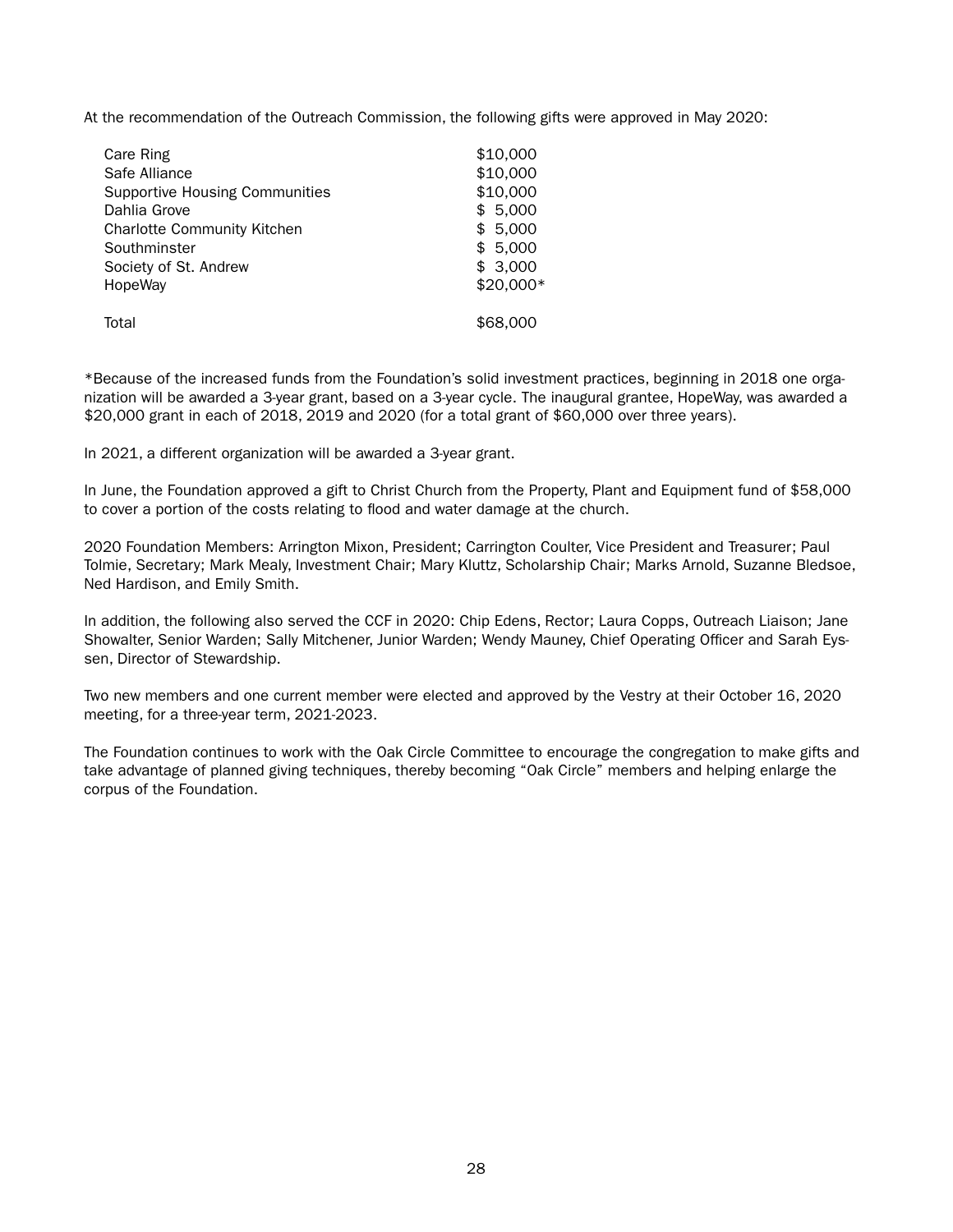At the recommendation of the Outreach Commission, the following gifts were approved in May 2020:

| | |
|---|---|
| Care Ring | $10,000 |
| Safe Alliance | $10,000 |
| Supportive Housing Communities | $10,000 |
| Dahlia Grove | $ 5,000 |
| Charlotte Community Kitchen | $ 5,000 |
| Southminster | $ 5,000 |
| Society of St. Andrew | $ 3,000 |
| HopeWay | $20,000* |
| Total | $68,000 |

*Because of the increased funds from the Foundation's solid investment practices, beginning in 2018 one organization will be awarded a 3-year grant, based on a 3-year cycle. The inaugural grantee, HopeWay, was awarded a $20,000 grant in each of 2018, 2019 and 2020 (for a total grant of $60,000 over three years).

In 2021, a different organization will be awarded a 3-year grant.

In June, the Foundation approved a gift to Christ Church from the Property, Plant and Equipment fund of $58,000 to cover a portion of the costs relating to flood and water damage at the church.

2020 Foundation Members: Arrington Mixon, President; Carrington Coulter, Vice President and Treasurer; Paul Tolmie, Secretary; Mark Mealy, Investment Chair; Mary Kluttz, Scholarship Chair; Marks Arnold, Suzanne Bledsoe, Ned Hardison, and Emily Smith.

In addition, the following also served the CCF in 2020: Chip Edens, Rector; Laura Copps, Outreach Liaison; Jane Showalter, Senior Warden; Sally Mitchener, Junior Warden; Wendy Mauney, Chief Operating Officer and Sarah Eyssen, Director of Stewardship.

Two new members and one current member were elected and approved by the Vestry at their October 16, 2020 meeting, for a three-year term, 2021-2023.

The Foundation continues to work with the Oak Circle Committee to encourage the congregation to make gifts and take advantage of planned giving techniques, thereby becoming "Oak Circle" members and helping enlarge the corpus of the Foundation.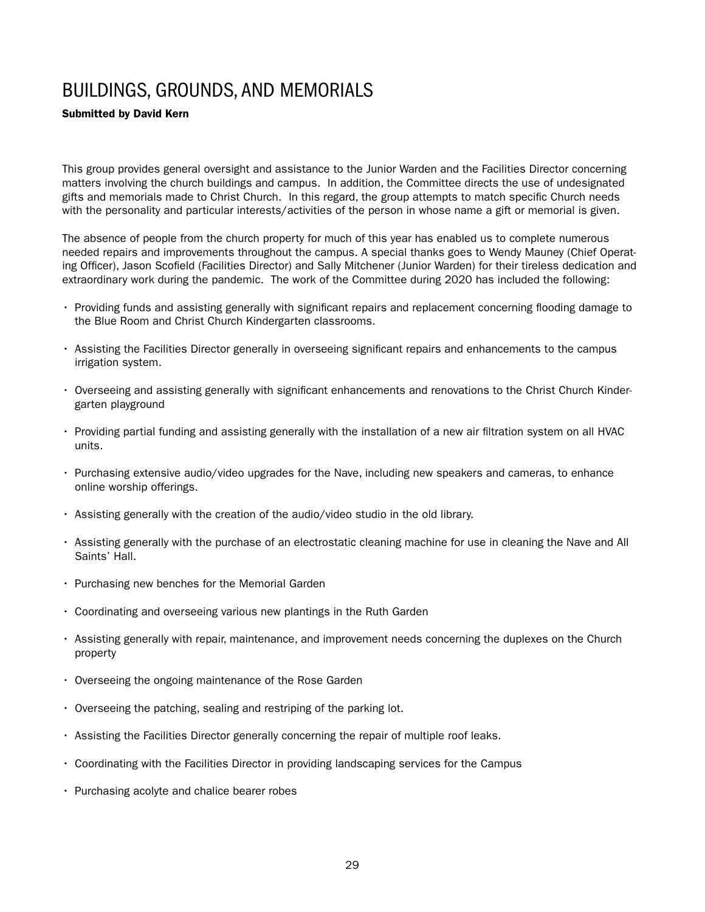# BUILDINGS, GROUNDS, AND MEMORIALS

**Submitted by David Kern**

This group provides general oversight and assistance to the Junior Warden and the Facilities Director concerning matters involving the church buildings and campus. In addition, the Committee directs the use of undesignated gifts and memorials made to Christ Church. In this regard, the group attempts to match specific Church needs with the personality and particular interests/activities of the person in whose name a gift or memorial is given.

The absence of people from the church property for much of this year has enabled us to complete numerous needed repairs and improvements throughout the campus. A special thanks goes to Wendy Mauney (Chief Operating Officer), Jason Scofield (Facilities Director) and Sally Mitchener (Junior Warden) for their tireless dedication and extraordinary work during the pandemic. The work of the Committee during 2020 has included the following:

- Providing funds and assisting generally with significant repairs and replacement concerning flooding damage to the Blue Room and Christ Church Kindergarten classrooms.
- Assisting the Facilities Director generally in overseeing significant repairs and enhancements to the campus irrigation system.
- Overseeing and assisting generally with significant enhancements and renovations to the Christ Church Kindergarten playground
- Providing partial funding and assisting generally with the installation of a new air filtration system on all HVAC units.
- Purchasing extensive audio/video upgrades for the Nave, including new speakers and cameras, to enhance online worship offerings.
- Assisting generally with the creation of the audio/video studio in the old library.
- Assisting generally with the purchase of an electrostatic cleaning machine for use in cleaning the Nave and All Saints' Hall.
- Purchasing new benches for the Memorial Garden
- Coordinating and overseeing various new plantings in the Ruth Garden
- Assisting generally with repair, maintenance, and improvement needs concerning the duplexes on the Church property
- Overseeing the ongoing maintenance of the Rose Garden
- Overseeing the patching, sealing and restriping of the parking lot.
- Assisting the Facilities Director generally concerning the repair of multiple roof leaks.
- Coordinating with the Facilities Director in providing landscaping services for the Campus
- Purchasing acolyte and chalice bearer robes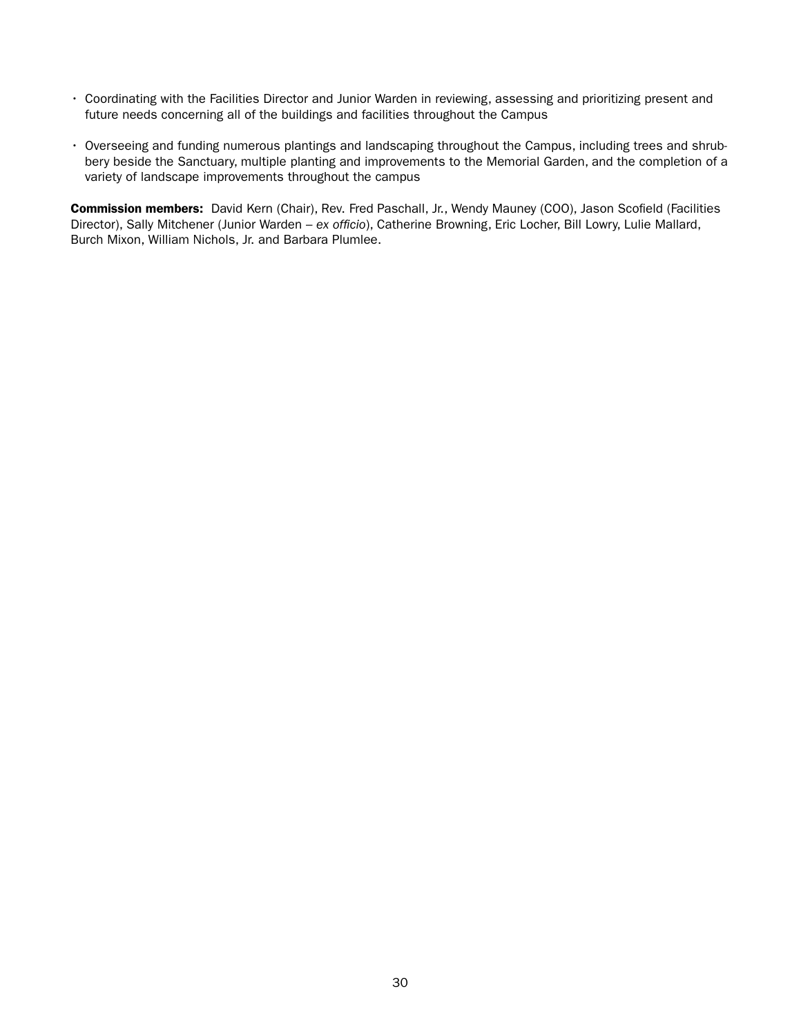- Coordinating with the Facilities Director and Junior Warden in reviewing, assessing and prioritizing present and future needs concerning all of the buildings and facilities throughout the Campus
- Overseeing and funding numerous plantings and landscaping throughout the Campus, including trees and shrubbery beside the Sanctuary, multiple planting and improvements to the Memorial Garden, and the completion of a variety of landscape improvements throughout the campus

**Commission members:** David Kern (Chair), Rev. Fred Paschall, Jr., Wendy Mauney (COO), Jason Scofield (Facilities Director), Sally Mitchener (Junior Warden – *ex officio*), Catherine Browning, Eric Locher, Bill Lowry, Lulie Mallard, Burch Mixon, William Nichols, Jr. and Barbara Plumlee.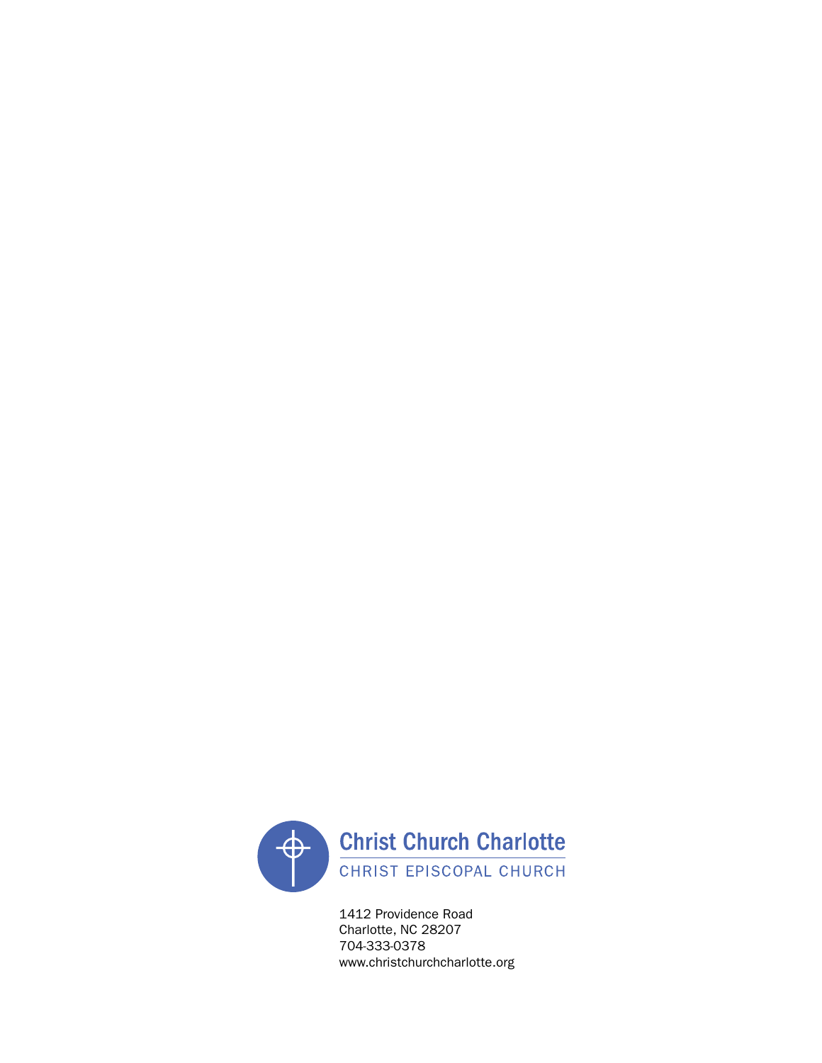Christ Church Charlotte

CHRIST EPISCOPAL CHURCH

1412 Providence Road
Charlotte, NC 28207
704-333-0378
www.christchurchcharlotte.org